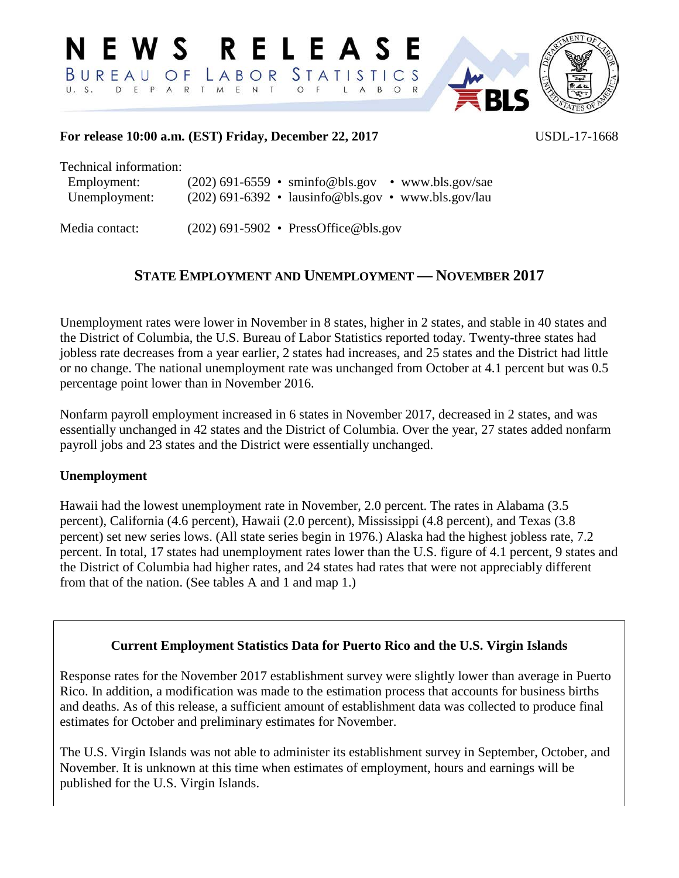# NEWS RELEASE

BUREAU OF LABOR STATISTICS

U. S. DEPARTMENT OF LABOR

**For release 10:00 a.m. (EST) Friday, December 22, 2017** USDL-17-1668

Technical information:

Employment: (202) 691-6559 • sminfo@bls.gov • www.bls.gov/sae

Unemployment: (202) 691-6392 • lausinfo@bls.gov • www.bls.gov/lau

Media contact: (202) 691-5902 • PressOffice@bls.gov

## STATE EMPLOYMENT AND UNEMPLOYMENT — NOVEMBER 2017

Unemployment rates were lower in November in 8 states, higher in 2 states, and stable in 40 states and the District of Columbia, the U.S. Bureau of Labor Statistics reported today. Twenty-three states had jobless rate decreases from a year earlier, 2 states had increases, and 25 states and the District had little or no change. The national unemployment rate was unchanged from October at 4.1 percent but was 0.5 percentage point lower than in November 2016.

Nonfarm payroll employment increased in 6 states in November 2017, decreased in 2 states, and was essentially unchanged in 42 states and the District of Columbia. Over the year, 27 states added nonfarm payroll jobs and 23 states and the District were essentially unchanged.

### Unemployment

Hawaii had the lowest unemployment rate in November, 2.0 percent. The rates in Alabama (3.5 percent), California (4.6 percent), Hawaii (2.0 percent), Mississippi (4.8 percent), and Texas (3.8 percent) set new series lows. (All state series begin in 1976.) Alaska had the highest jobless rate, 7.2 percent. In total, 17 states had unemployment rates lower than the U.S. figure of 4.1 percent, 9 states and the District of Columbia had higher rates, and 24 states had rates that were not appreciably different from that of the nation. (See tables A and 1 and map 1.)

### Current Employment Statistics Data for Puerto Rico and the U.S. Virgin Islands

Response rates for the November 2017 establishment survey were slightly lower than average in Puerto Rico. In addition, a modification was made to the estimation process that accounts for business births and deaths. As of this release, a sufficient amount of establishment data was collected to produce final estimates for October and preliminary estimates for November.

The U.S. Virgin Islands was not able to administer its establishment survey in September, October, and November. It is unknown at this time when estimates of employment, hours and earnings will be published for the U.S. Virgin Islands.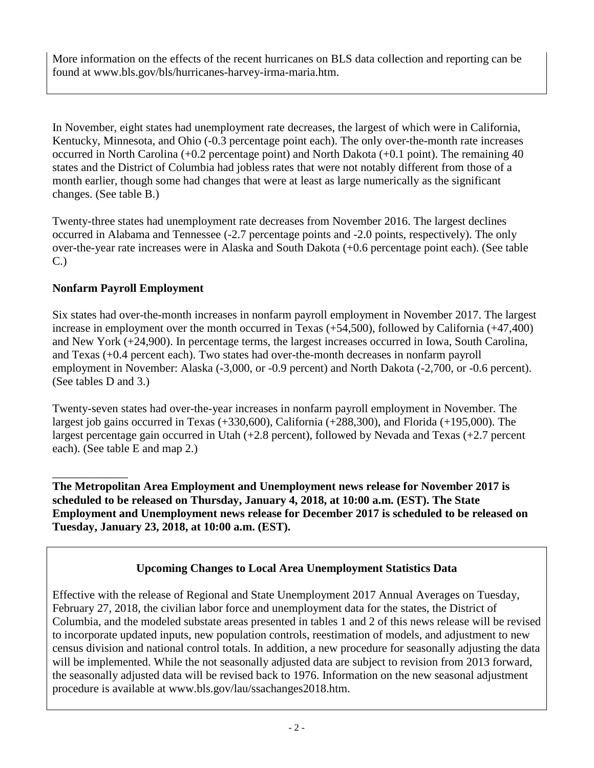More information on the effects of the recent hurricanes on BLS data collection and reporting can be found at www.bls.gov/bls/hurricanes-harvey-irma-maria.htm.

In November, eight states had unemployment rate decreases, the largest of which were in California, Kentucky, Minnesota, and Ohio (-0.3 percentage point each). The only over-the-month rate increases occurred in North Carolina (+0.2 percentage point) and North Dakota (+0.1 point). The remaining 40 states and the District of Columbia had jobless rates that were not notably different from those of a month earlier, though some had changes that were at least as large numerically as the significant changes. (See table B.)

Twenty-three states had unemployment rate decreases from November 2016. The largest declines occurred in Alabama and Tennessee (-2.7 percentage points and -2.0 points, respectively). The only over-the-year rate increases were in Alaska and South Dakota (+0.6 percentage point each). (See table C.)

**Nonfarm Payroll Employment**

Six states had over-the-month increases in nonfarm payroll employment in November 2017. The largest increase in employment over the month occurred in Texas (+54,500), followed by California (+47,400) and New York (+24,900). In percentage terms, the largest increases occurred in Iowa, South Carolina, and Texas (+0.4 percent each). Two states had over-the-month decreases in nonfarm payroll employment in November: Alaska (-3,000, or -0.9 percent) and North Dakota (-2,700, or -0.6 percent). (See tables D and 3.)

Twenty-seven states had over-the-year increases in nonfarm payroll employment in November. The largest job gains occurred in Texas (+330,600), California (+288,300), and Florida (+195,000). The largest percentage gain occurred in Utah (+2.8 percent), followed by Nevada and Texas (+2.7 percent each). (See table E and map 2.)

_____________

**The Metropolitan Area Employment and Unemployment news release for November 2017 is scheduled to be released on Thursday, January 4, 2018, at 10:00 a.m. (EST). The State Employment and Unemployment news release for December 2017 is scheduled to be released on Tuesday, January 23, 2018, at 10:00 a.m. (EST).**

**Upcoming Changes to Local Area Unemployment Statistics Data**

Effective with the release of Regional and State Unemployment 2017 Annual Averages on Tuesday, February 27, 2018, the civilian labor force and unemployment data for the states, the District of Columbia, and the modeled substate areas presented in tables 1 and 2 of this news release will be revised to incorporate updated inputs, new population controls, reestimation of models, and adjustment to new census division and national control totals. In addition, a new procedure for seasonally adjusting the data will be implemented. While the not seasonally adjusted data are subject to revision from 2013 forward, the seasonally adjusted data will be revised back to 1976. Information on the new seasonal adjustment procedure is available at www.bls.gov/lau/ssachanges2018.htm.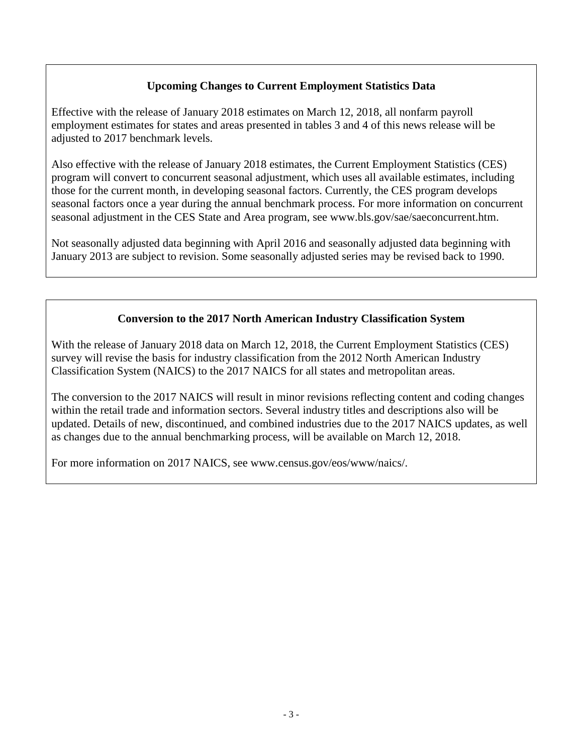### Upcoming Changes to Current Employment Statistics Data

Effective with the release of January 2018 estimates on March 12, 2018, all nonfarm payroll employment estimates for states and areas presented in tables 3 and 4 of this news release will be adjusted to 2017 benchmark levels.

Also effective with the release of January 2018 estimates, the Current Employment Statistics (CES) program will convert to concurrent seasonal adjustment, which uses all available estimates, including those for the current month, in developing seasonal factors. Currently, the CES program develops seasonal factors once a year during the annual benchmark process. For more information on concurrent seasonal adjustment in the CES State and Area program, see www.bls.gov/sae/saeconcurrent.htm.

Not seasonally adjusted data beginning with April 2016 and seasonally adjusted data beginning with January 2013 are subject to revision. Some seasonally adjusted series may be revised back to 1990.

### Conversion to the 2017 North American Industry Classification System

With the release of January 2018 data on March 12, 2018, the Current Employment Statistics (CES) survey will revise the basis for industry classification from the 2012 North American Industry Classification System (NAICS) to the 2017 NAICS for all states and metropolitan areas.

The conversion to the 2017 NAICS will result in minor revisions reflecting content and coding changes within the retail trade and information sectors. Several industry titles and descriptions also will be updated. Details of new, discontinued, and combined industries due to the 2017 NAICS updates, as well as changes due to the annual benchmarking process, will be available on March 12, 2018.

For more information on 2017 NAICS, see www.census.gov/eos/www/naics/.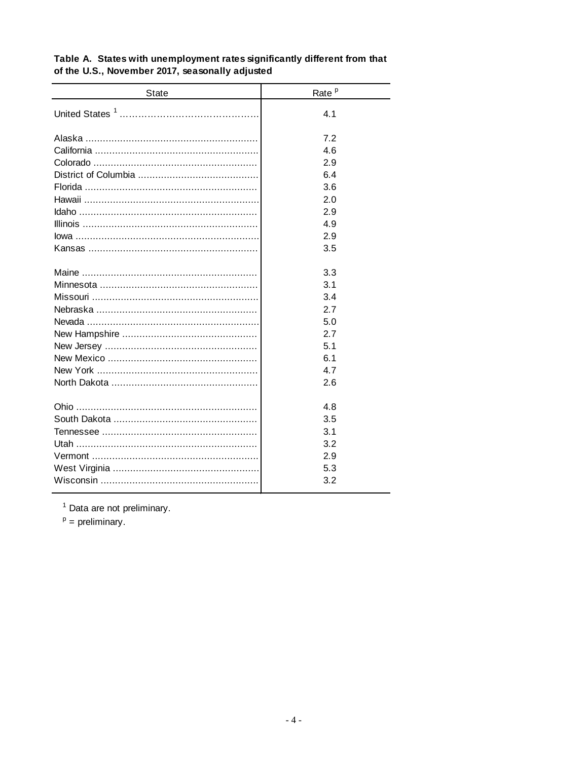**Table A. States with unemployment rates significantly different from that of the U.S., November 2017, seasonally adjusted**

| State | Rate [p] |
|---|---|
| United States [1] | 4.1 |
| | |
| Alaska | 7.2 |
| California | 4.6 |
| Colorado | 2.9 |
| District of Columbia | 6.4 |
| Florida | 3.6 |
| Hawaii | 2.0 |
| Idaho | 2.9 |
| Illinois | 4.9 |
| Iowa | 2.9 |
| Kansas | 3.5 |
| | |
| Maine | 3.3 |
| Minnesota | 3.1 |
| Missouri | 3.4 |
| Nebraska | 2.7 |
| Nevada | 5.0 |
| New Hampshire | 2.7 |
| New Jersey | 5.1 |
| New Mexico | 6.1 |
| New York | 4.7 |
| North Dakota | 2.6 |
| | |
| Ohio | 4.8 |
| South Dakota | 3.5 |
| Tennessee | 3.1 |
| Utah | 3.2 |
| Vermont | 2.9 |
| West Virginia | 5.3 |
| Wisconsin | 3.2 |

[1] Data are not preliminary.

[p] = preliminary.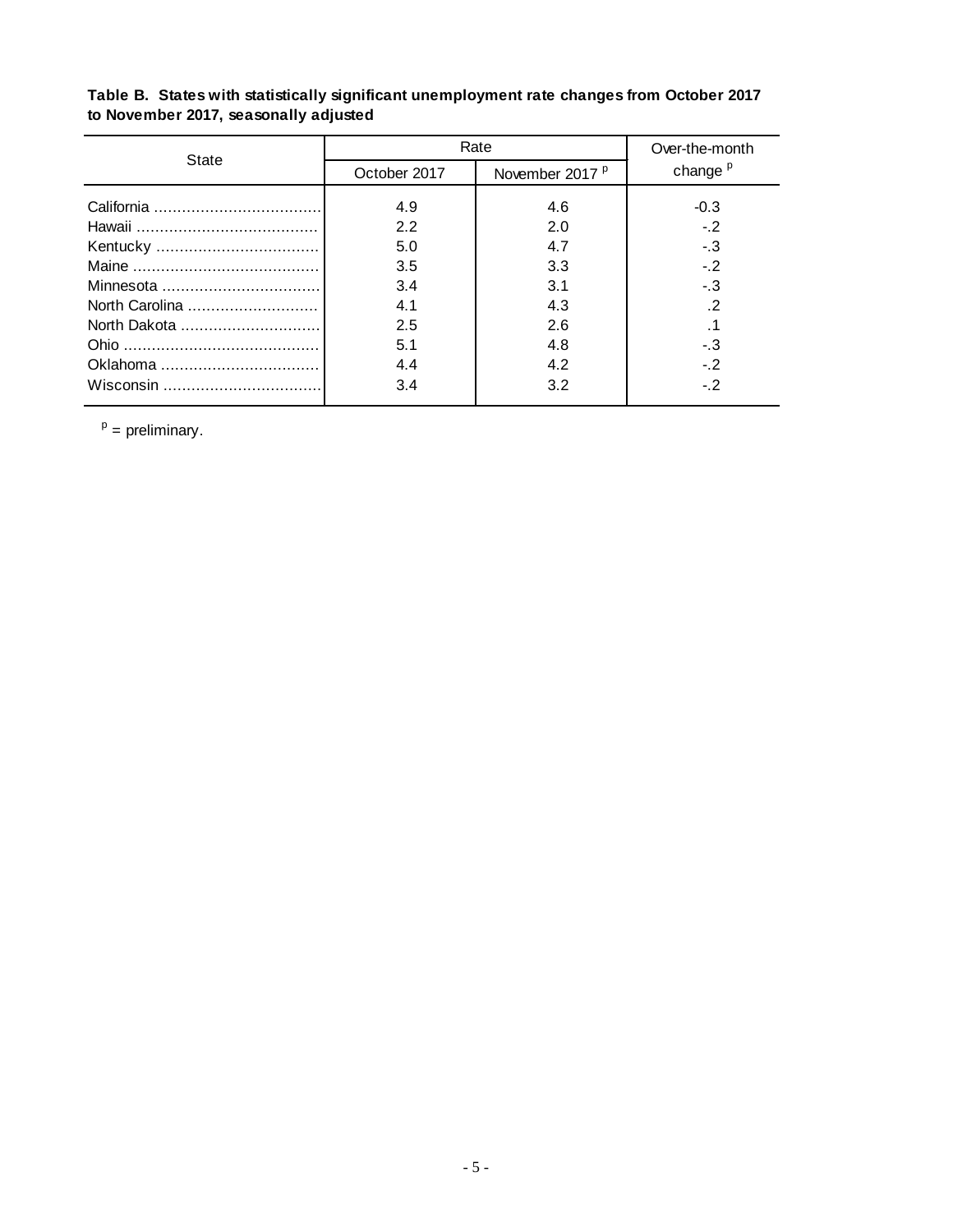**Table B. States with statistically significant unemployment rate changes from October 2017 to November 2017, seasonally adjusted**

| State | Rate | | Over-the-month change [p] |
|---|---|---|---|
| | October 2017 | November 2017 [p] | |
| California | 4.9 | 4.6 | -0.3 |
| Hawaii | 2.2 | 2.0 | -.2 |
| Kentucky | 5.0 | 4.7 | -.3 |
| Maine | 3.5 | 3.3 | -.2 |
| Minnesota | 3.4 | 3.1 | -.3 |
| North Carolina | 4.1 | 4.3 | .2 |
| North Dakota | 2.5 | 2.6 | .1 |
| Ohio | 5.1 | 4.8 | -.3 |
| Oklahoma | 4.4 | 4.2 | -.2 |
| Wisconsin | 3.4 | 3.2 | -.2 |

[p] = preliminary.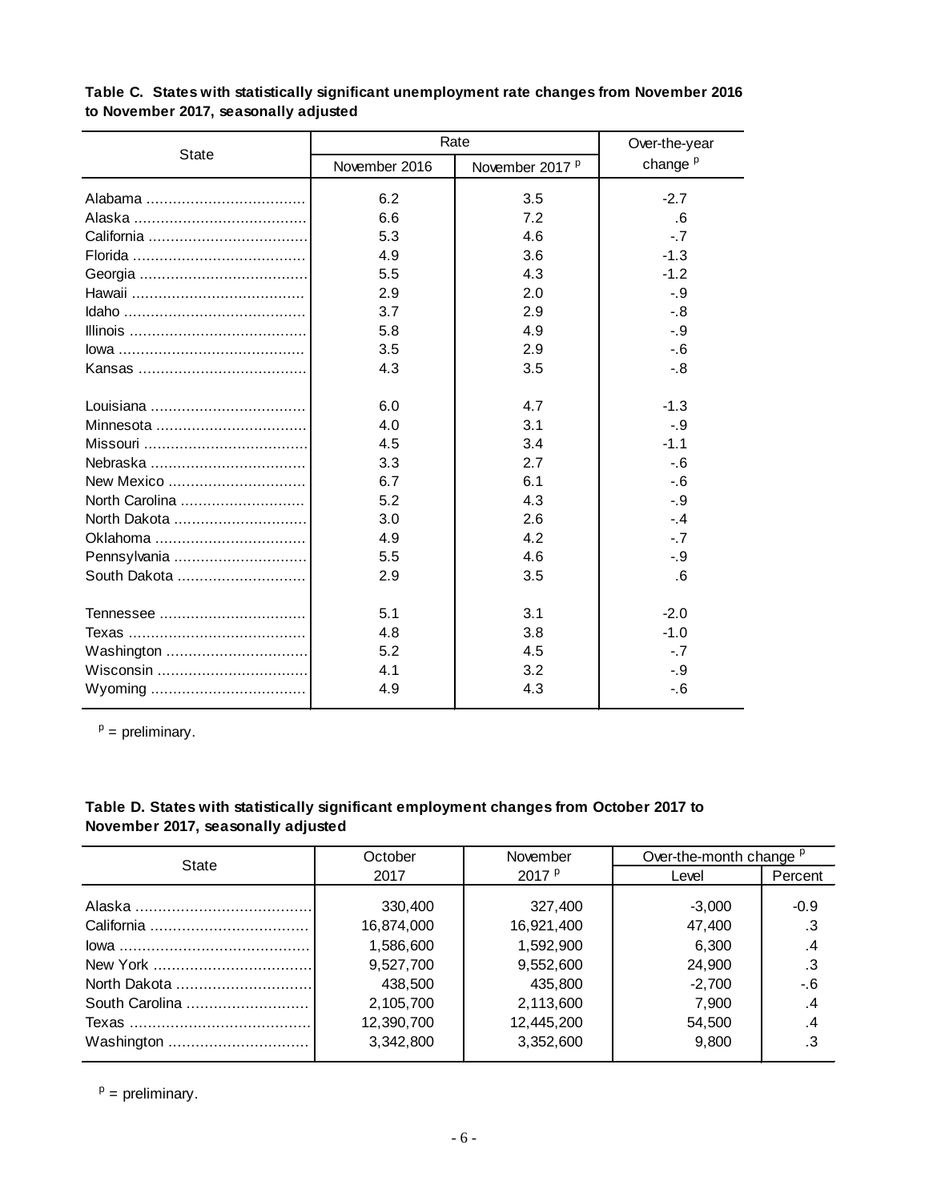**Table C. States with statistically significant unemployment rate changes from November 2016 to November 2017, seasonally adjusted**

| State | Rate | | Over-the-year change [p] |
|---|---|---|---|
| | November 2016 | November 2017 [p] | |
| Alabama | 6.2 | 3.5 | -2.7 |
| Alaska | 6.6 | 7.2 | .6 |
| California | 5.3 | 4.6 | -.7 |
| Florida | 4.9 | 3.6 | -1.3 |
| Georgia | 5.5 | 4.3 | -1.2 |
| Hawaii | 2.9 | 2.0 | -.9 |
| Idaho | 3.7 | 2.9 | -.8 |
| Illinois | 5.8 | 4.9 | -.9 |
| Iowa | 3.5 | 2.9 | -.6 |
| Kansas | 4.3 | 3.5 | -.8 |
| Louisiana | 6.0 | 4.7 | -1.3 |
| Minnesota | 4.0 | 3.1 | -.9 |
| Missouri | 4.5 | 3.4 | -1.1 |
| Nebraska | 3.3 | 2.7 | -.6 |
| New Mexico | 6.7 | 6.1 | -.6 |
| North Carolina | 5.2 | 4.3 | -.9 |
| North Dakota | 3.0 | 2.6 | -.4 |
| Oklahoma | 4.9 | 4.2 | -.7 |
| Pennsylvania | 5.5 | 4.6 | -.9 |
| South Dakota | 2.9 | 3.5 | .6 |
| Tennessee | 5.1 | 3.1 | -2.0 |
| Texas | 4.8 | 3.8 | -1.0 |
| Washington | 5.2 | 4.5 | -.7 |
| Wisconsin | 4.1 | 3.2 | -.9 |
| Wyoming | 4.9 | 4.3 | -.6 |

[p] = preliminary.

**Table D. States with statistically significant employment changes from October 2017 to November 2017, seasonally adjusted**

| State | October 2017 | November 2017 [p] | Over-the-month change [p] | |
|---|---|---|---|---|
| | | | Level | Percent |
| Alaska | 330,400 | 327,400 | -3,000 | -0.9 |
| California | 16,874,000 | 16,921,400 | 47,400 | .3 |
| Iowa | 1,586,600 | 1,592,900 | 6,300 | .4 |
| New York | 9,527,700 | 9,552,600 | 24,900 | .3 |
| North Dakota | 438,500 | 435,800 | -2,700 | -.6 |
| South Carolina | 2,105,700 | 2,113,600 | 7,900 | .4 |
| Texas | 12,390,700 | 12,445,200 | 54,500 | .4 |
| Washington | 3,342,800 | 3,352,600 | 9,800 | .3 |

[p] = preliminary.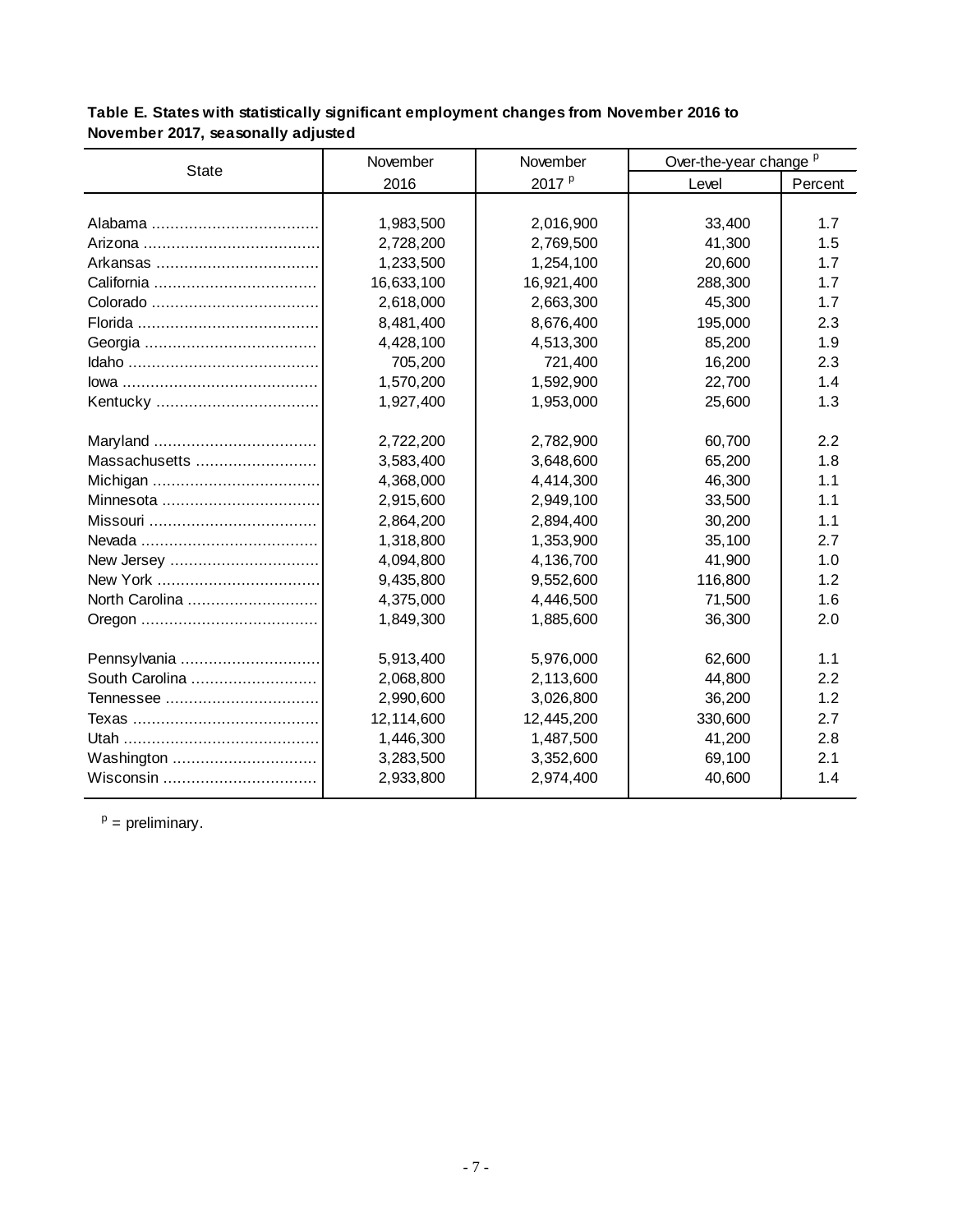**Table E. States with statistically significant employment changes from November 2016 to November 2017, seasonally adjusted**

| State | November 2016 | November 2017 [p] | Over-the-year change [p] | |
|---|---|---|---|---|
| | | | Level | Percent |
| Alabama | 1,983,500 | 2,016,900 | 33,400 | 1.7 |
| Arizona | 2,728,200 | 2,769,500 | 41,300 | 1.5 |
| Arkansas | 1,233,500 | 1,254,100 | 20,600 | 1.7 |
| California | 16,633,100 | 16,921,400 | 288,300 | 1.7 |
| Colorado | 2,618,000 | 2,663,300 | 45,300 | 1.7 |
| Florida | 8,481,400 | 8,676,400 | 195,000 | 2.3 |
| Georgia | 4,428,100 | 4,513,300 | 85,200 | 1.9 |
| Idaho | 705,200 | 721,400 | 16,200 | 2.3 |
| Iowa | 1,570,200 | 1,592,900 | 22,700 | 1.4 |
| Kentucky | 1,927,400 | 1,953,000 | 25,600 | 1.3 |
| Maryland | 2,722,200 | 2,782,900 | 60,700 | 2.2 |
| Massachusetts | 3,583,400 | 3,648,600 | 65,200 | 1.8 |
| Michigan | 4,368,000 | 4,414,300 | 46,300 | 1.1 |
| Minnesota | 2,915,600 | 2,949,100 | 33,500 | 1.1 |
| Missouri | 2,864,200 | 2,894,400 | 30,200 | 1.1 |
| Nevada | 1,318,800 | 1,353,900 | 35,100 | 2.7 |
| New Jersey | 4,094,800 | 4,136,700 | 41,900 | 1.0 |
| New York | 9,435,800 | 9,552,600 | 116,800 | 1.2 |
| North Carolina | 4,375,000 | 4,446,500 | 71,500 | 1.6 |
| Oregon | 1,849,300 | 1,885,600 | 36,300 | 2.0 |
| Pennsylvania | 5,913,400 | 5,976,000 | 62,600 | 1.1 |
| South Carolina | 2,068,800 | 2,113,600 | 44,800 | 2.2 |
| Tennessee | 2,990,600 | 3,026,800 | 36,200 | 1.2 |
| Texas | 12,114,600 | 12,445,200 | 330,600 | 2.7 |
| Utah | 1,446,300 | 1,487,500 | 41,200 | 2.8 |
| Washington | 3,283,500 | 3,352,600 | 69,100 | 2.1 |
| Wisconsin | 2,933,800 | 2,974,400 | 40,600 | 1.4 |

[p] = preliminary.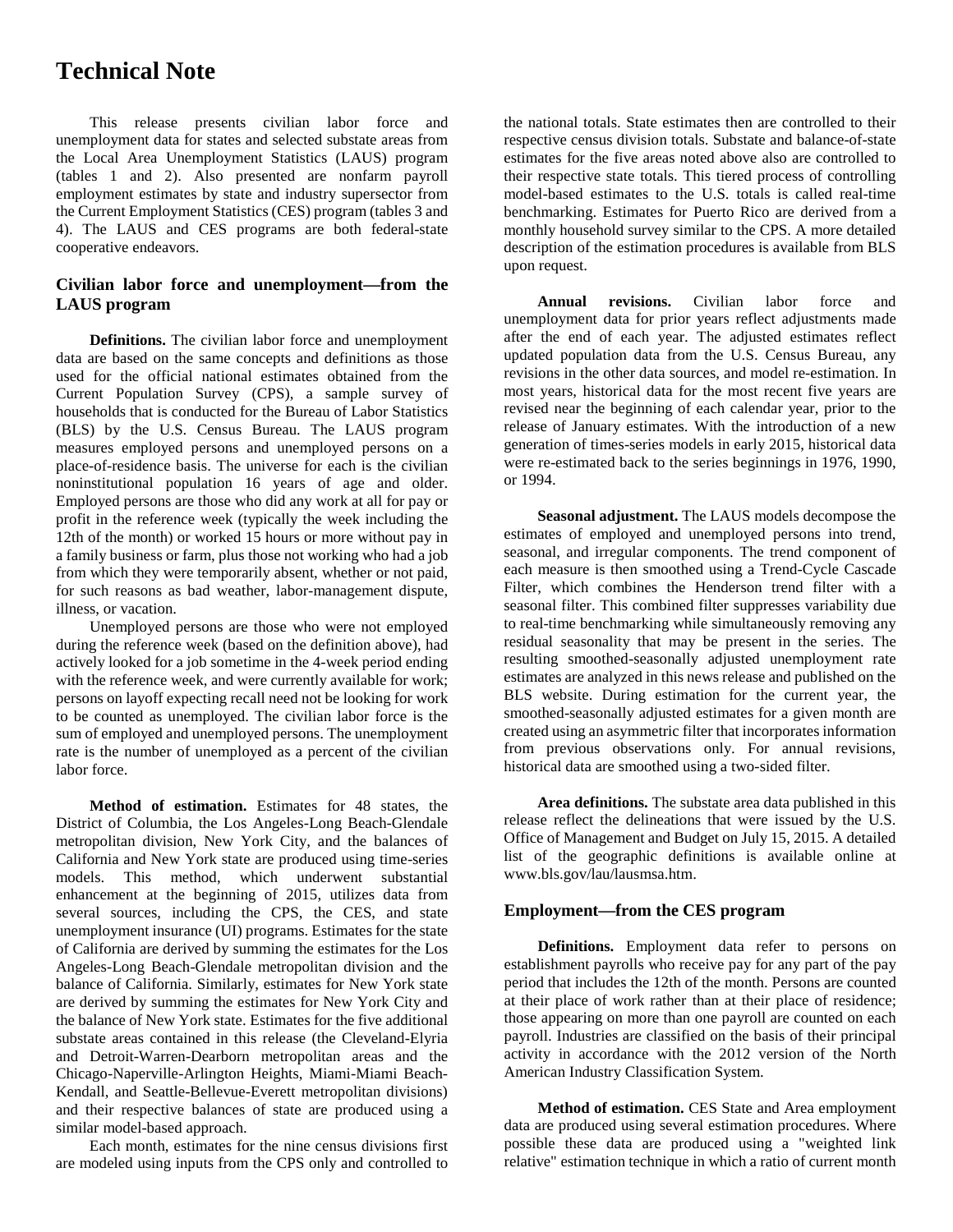# Technical Note

This release presents civilian labor force and unemployment data for states and selected substate areas from the Local Area Unemployment Statistics (LAUS) program (tables 1 and 2). Also presented are nonfarm payroll employment estimates by state and industry supersector from the Current Employment Statistics (CES) program (tables 3 and 4). The LAUS and CES programs are both federal-state cooperative endeavors.

## Civilian labor force and unemployment—from the LAUS program

**Definitions.** The civilian labor force and unemployment data are based on the same concepts and definitions as those used for the official national estimates obtained from the Current Population Survey (CPS), a sample survey of households that is conducted for the Bureau of Labor Statistics (BLS) by the U.S. Census Bureau. The LAUS program measures employed persons and unemployed persons on a place-of-residence basis. The universe for each is the civilian noninstitutional population 16 years of age and older. Employed persons are those who did any work at all for pay or profit in the reference week (typically the week including the 12th of the month) or worked 15 hours or more without pay in a family business or farm, plus those not working who had a job from which they were temporarily absent, whether or not paid, for such reasons as bad weather, labor-management dispute, illness, or vacation.

Unemployed persons are those who were not employed during the reference week (based on the definition above), had actively looked for a job sometime in the 4-week period ending with the reference week, and were currently available for work; persons on layoff expecting recall need not be looking for work to be counted as unemployed. The civilian labor force is the sum of employed and unemployed persons. The unemployment rate is the number of unemployed as a percent of the civilian labor force.

**Method of estimation.** Estimates for 48 states, the District of Columbia, the Los Angeles-Long Beach-Glendale metropolitan division, New York City, and the balances of California and New York state are produced using time-series models. This method, which underwent substantial enhancement at the beginning of 2015, utilizes data from several sources, including the CPS, the CES, and state unemployment insurance (UI) programs. Estimates for the state of California are derived by summing the estimates for the Los Angeles-Long Beach-Glendale metropolitan division and the balance of California. Similarly, estimates for New York state are derived by summing the estimates for New York City and the balance of New York state. Estimates for the five additional substate areas contained in this release (the Cleveland-Elyria and Detroit-Warren-Dearborn metropolitan areas and the Chicago-Naperville-Arlington Heights, Miami-Miami Beach-Kendall, and Seattle-Bellevue-Everett metropolitan divisions) and their respective balances of state are produced using a similar model-based approach.

Each month, estimates for the nine census divisions first are modeled using inputs from the CPS only and controlled to the national totals. State estimates then are controlled to their respective census division totals. Substate and balance-of-state estimates for the five areas noted above also are controlled to their respective state totals. This tiered process of controlling model-based estimates to the U.S. totals is called real-time benchmarking. Estimates for Puerto Rico are derived from a monthly household survey similar to the CPS. A more detailed description of the estimation procedures is available from BLS upon request.

**Annual revisions.** Civilian labor force and unemployment data for prior years reflect adjustments made after the end of each year. The adjusted estimates reflect updated population data from the U.S. Census Bureau, any revisions in the other data sources, and model re-estimation. In most years, historical data for the most recent five years are revised near the beginning of each calendar year, prior to the release of January estimates. With the introduction of a new generation of times-series models in early 2015, historical data were re-estimated back to the series beginnings in 1976, 1990, or 1994.

**Seasonal adjustment.** The LAUS models decompose the estimates of employed and unemployed persons into trend, seasonal, and irregular components. The trend component of each measure is then smoothed using a Trend-Cycle Cascade Filter, which combines the Henderson trend filter with a seasonal filter. This combined filter suppresses variability due to real-time benchmarking while simultaneously removing any residual seasonality that may be present in the series. The resulting smoothed-seasonally adjusted unemployment rate estimates are analyzed in this news release and published on the BLS website. During estimation for the current year, the smoothed-seasonally adjusted estimates for a given month are created using an asymmetric filter that incorporates information from previous observations only. For annual revisions, historical data are smoothed using a two-sided filter.

**Area definitions.** The substate area data published in this release reflect the delineations that were issued by the U.S. Office of Management and Budget on July 15, 2015. A detailed list of the geographic definitions is available online at www.bls.gov/lau/lausmsa.htm.

## Employment—from the CES program

**Definitions.** Employment data refer to persons on establishment payrolls who receive pay for any part of the pay period that includes the 12th of the month. Persons are counted at their place of work rather than at their place of residence; those appearing on more than one payroll are counted on each payroll. Industries are classified on the basis of their principal activity in accordance with the 2012 version of the North American Industry Classification System.

**Method of estimation.** CES State and Area employment data are produced using several estimation procedures. Where possible these data are produced using a "weighted link relative" estimation technique in which a ratio of current month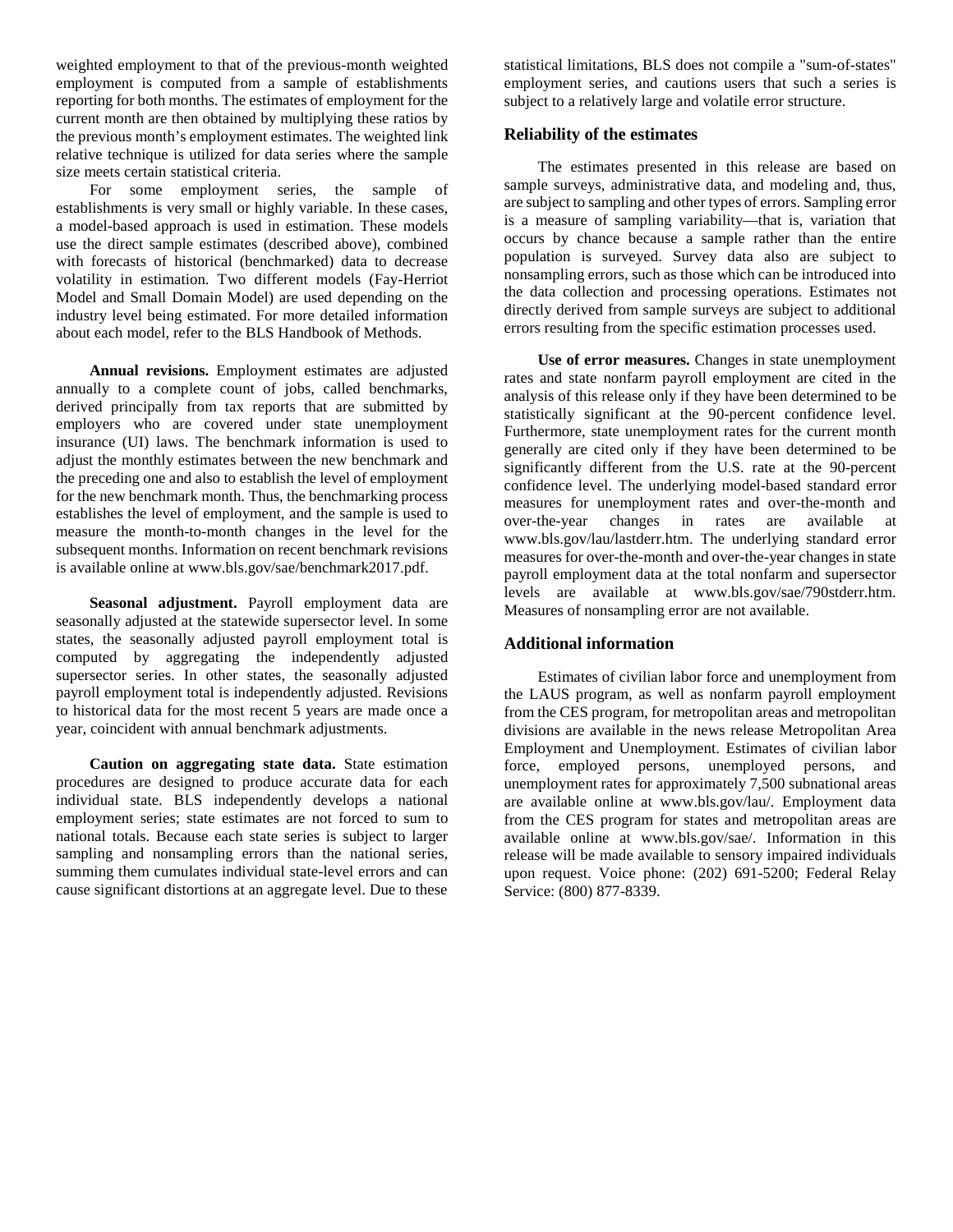weighted employment to that of the previous-month weighted employment is computed from a sample of establishments reporting for both months. The estimates of employment for the current month are then obtained by multiplying these ratios by the previous month's employment estimates. The weighted link relative technique is utilized for data series where the sample size meets certain statistical criteria.

For some employment series, the sample of establishments is very small or highly variable. In these cases, a model-based approach is used in estimation. These models use the direct sample estimates (described above), combined with forecasts of historical (benchmarked) data to decrease volatility in estimation. Two different models (Fay-Herriot Model and Small Domain Model) are used depending on the industry level being estimated. For more detailed information about each model, refer to the BLS Handbook of Methods.

**Annual revisions.** Employment estimates are adjusted annually to a complete count of jobs, called benchmarks, derived principally from tax reports that are submitted by employers who are covered under state unemployment insurance (UI) laws. The benchmark information is used to adjust the monthly estimates between the new benchmark and the preceding one and also to establish the level of employment for the new benchmark month. Thus, the benchmarking process establishes the level of employment, and the sample is used to measure the month-to-month changes in the level for the subsequent months. Information on recent benchmark revisions is available online at www.bls.gov/sae/benchmark2017.pdf.

**Seasonal adjustment.** Payroll employment data are seasonally adjusted at the statewide supersector level. In some states, the seasonally adjusted payroll employment total is computed by aggregating the independently adjusted supersector series. In other states, the seasonally adjusted payroll employment total is independently adjusted. Revisions to historical data for the most recent 5 years are made once a year, coincident with annual benchmark adjustments.

**Caution on aggregating state data.** State estimation procedures are designed to produce accurate data for each individual state. BLS independently develops a national employment series; state estimates are not forced to sum to national totals. Because each state series is subject to larger sampling and nonsampling errors than the national series, summing them cumulates individual state-level errors and can cause significant distortions at an aggregate level. Due to these statistical limitations, BLS does not compile a "sum-of-states" employment series, and cautions users that such a series is subject to a relatively large and volatile error structure.

### Reliability of the estimates

The estimates presented in this release are based on sample surveys, administrative data, and modeling and, thus, are subject to sampling and other types of errors. Sampling error is a measure of sampling variability—that is, variation that occurs by chance because a sample rather than the entire population is surveyed. Survey data also are subject to nonsampling errors, such as those which can be introduced into the data collection and processing operations. Estimates not directly derived from sample surveys are subject to additional errors resulting from the specific estimation processes used.

**Use of error measures.** Changes in state unemployment rates and state nonfarm payroll employment are cited in the analysis of this release only if they have been determined to be statistically significant at the 90-percent confidence level. Furthermore, state unemployment rates for the current month generally are cited only if they have been determined to be significantly different from the U.S. rate at the 90-percent confidence level. The underlying model-based standard error measures for unemployment rates and over-the-month and over-the-year changes in rates are available at www.bls.gov/lau/lastderr.htm. The underlying standard error measures for over-the-month and over-the-year changes in state payroll employment data at the total nonfarm and supersector levels are available at www.bls.gov/sae/790stderr.htm. Measures of nonsampling error are not available.

### Additional information

Estimates of civilian labor force and unemployment from the LAUS program, as well as nonfarm payroll employment from the CES program, for metropolitan areas and metropolitan divisions are available in the news release Metropolitan Area Employment and Unemployment. Estimates of civilian labor force, employed persons, unemployed persons, and unemployment rates for approximately 7,500 subnational areas are available online at www.bls.gov/lau/. Employment data from the CES program for states and metropolitan areas are available online at www.bls.gov/sae/. Information in this release will be made available to sensory impaired individuals upon request. Voice phone: (202) 691-5200; Federal Relay Service: (800) 877-8339.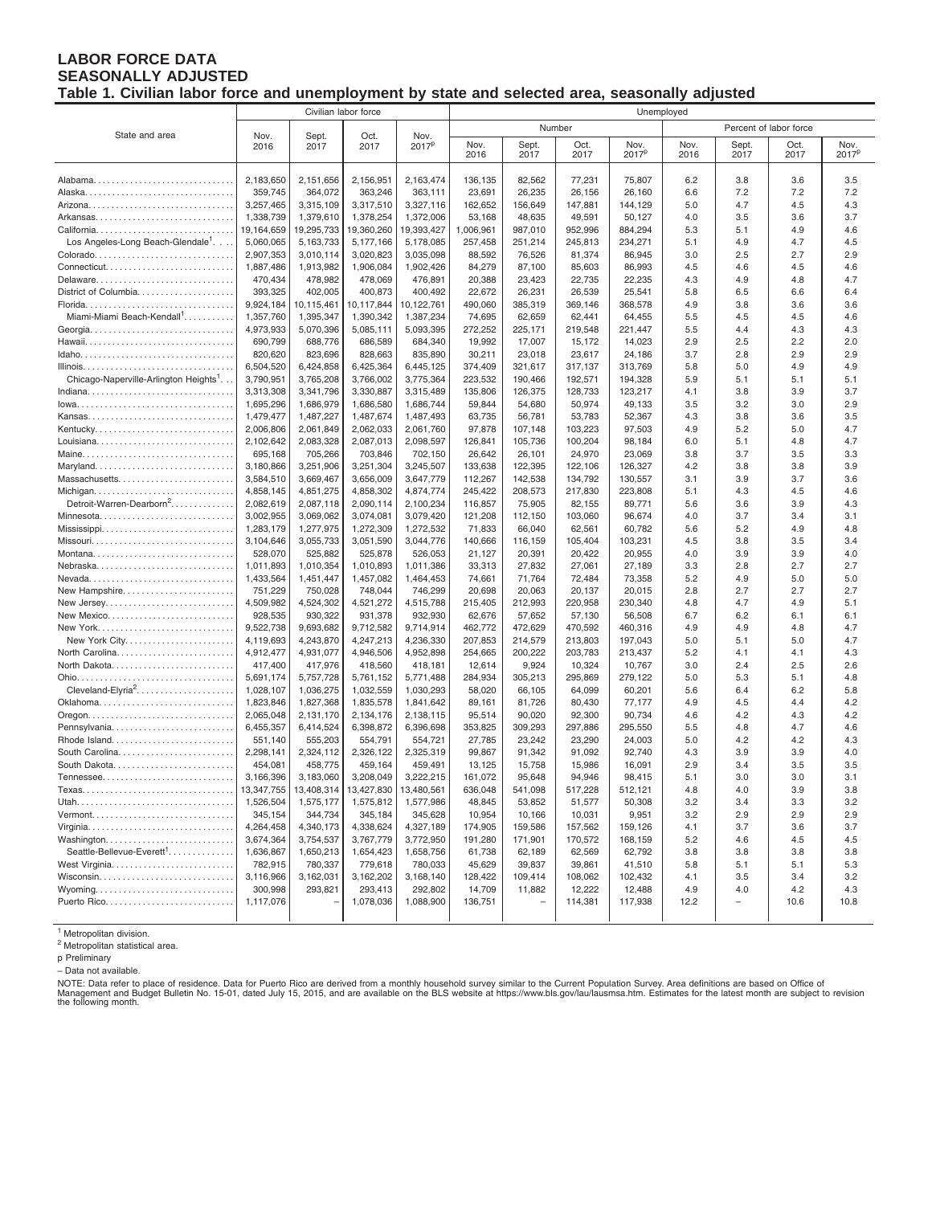# LABOR FORCE DATA
## SEASONALLY ADJUSTED
### Table 1. Civilian labor force and unemployment by state and selected area, seasonally adjusted

| State and area | Civilian labor force | | | | Unemployed | | | | | | | |
|---|---|---|---|---|---|---|---|---|---|---|---|---|
| | | | | | Number | | | | Percent of labor force | | | |
| | Nov. 2016 | Sept. 2017 | Oct. 2017 | Nov. 2017p | Nov. 2016 | Sept. 2017 | Oct. 2017 | Nov. 2017p | Nov. 2016 | Sept. 2017 | Oct. 2017 | Nov. 2017p |
| Alabama | 2,183,650 | 2,151,656 | 2,156,951 | 2,163,474 | 136,135 | 82,562 | 77,231 | 75,807 | 6.2 | 3.8 | 3.6 | 3.5 |
| Alaska | 359,745 | 364,072 | 363,246 | 363,111 | 23,691 | 26,235 | 26,156 | 26,160 | 6.6 | 7.2 | 7.2 | 7.2 |
| Arizona | 3,257,465 | 3,315,109 | 3,317,510 | 3,327,116 | 162,652 | 156,649 | 147,881 | 144,129 | 5.0 | 4.7 | 4.5 | 4.3 |
| Arkansas | 1,338,739 | 1,379,610 | 1,378,254 | 1,372,006 | 53,168 | 48,635 | 49,591 | 50,127 | 4.0 | 3.5 | 3.6 | 3.7 |
| California | 19,164,659 | 19,295,733 | 19,360,260 | 19,393,427 | 1,006,961 | 987,010 | 952,996 | 884,294 | 5.3 | 5.1 | 4.9 | 4.6 |
| Los Angeles-Long Beach-Glendale[1] | 5,060,065 | 5,163,733 | 5,177,166 | 5,178,085 | 257,458 | 251,214 | 245,813 | 234,271 | 5.1 | 4.9 | 4.7 | 4.5 |
| Colorado | 2,907,353 | 3,010,114 | 3,020,823 | 3,035,098 | 88,592 | 76,526 | 81,374 | 86,945 | 3.0 | 2.5 | 2.7 | 2.9 |
| Connecticut | 1,887,486 | 1,913,982 | 1,906,084 | 1,902,426 | 84,279 | 87,100 | 85,603 | 86,993 | 4.5 | 4.6 | 4.5 | 4.6 |
| Delaware | 470,434 | 478,982 | 478,069 | 476,891 | 20,388 | 23,423 | 22,735 | 22,235 | 4.3 | 4.9 | 4.8 | 4.7 |
| District of Columbia | 393,325 | 402,005 | 400,873 | 400,492 | 22,672 | 26,231 | 26,539 | 25,541 | 5.8 | 6.5 | 6.6 | 6.4 |
| Florida | 9,924,184 | 10,115,461 | 10,117,844 | 10,122,761 | 490,060 | 385,319 | 369,146 | 368,578 | 4.9 | 3.8 | 3.6 | 3.6 |
| Miami-Miami Beach-Kendall[1] | 1,357,760 | 1,395,347 | 1,390,342 | 1,387,234 | 74,695 | 62,659 | 62,441 | 64,455 | 5.5 | 4.5 | 4.5 | 4.6 |
| Georgia | 4,973,933 | 5,070,396 | 5,085,111 | 5,093,395 | 272,252 | 225,171 | 219,548 | 221,447 | 5.5 | 4.4 | 4.3 | 4.3 |
| Hawaii | 690,799 | 688,776 | 686,589 | 684,340 | 19,992 | 17,007 | 15,172 | 14,023 | 2.9 | 2.5 | 2.2 | 2.0 |
| Idaho | 820,620 | 823,696 | 828,663 | 835,890 | 30,211 | 23,018 | 23,617 | 24,186 | 3.7 | 2.8 | 2.9 | 2.9 |
| Illinois | 6,504,520 | 6,424,858 | 6,425,364 | 6,445,125 | 374,409 | 321,617 | 317,137 | 313,769 | 5.8 | 5.0 | 4.9 | 4.9 |
| Chicago-Naperville-Arlington Heights[1] | 3,790,951 | 3,765,208 | 3,766,002 | 3,775,364 | 223,532 | 190,466 | 192,571 | 194,328 | 5.9 | 5.1 | 5.1 | 5.1 |
| Indiana | 3,313,308 | 3,341,796 | 3,330,887 | 3,315,489 | 135,806 | 126,375 | 128,733 | 123,217 | 4.1 | 3.8 | 3.9 | 3.7 |
| Iowa | 1,695,296 | 1,686,979 | 1,686,580 | 1,686,744 | 59,844 | 54,680 | 50,974 | 49,133 | 3.5 | 3.2 | 3.0 | 2.9 |
| Kansas | 1,479,477 | 1,487,227 | 1,487,674 | 1,487,493 | 63,735 | 56,781 | 53,783 | 52,367 | 4.3 | 3.8 | 3.6 | 3.5 |
| Kentucky | 2,006,806 | 2,061,849 | 2,062,033 | 2,061,760 | 97,878 | 107,148 | 103,223 | 97,503 | 4.9 | 5.2 | 5.0 | 4.7 |
| Louisiana | 2,102,642 | 2,083,328 | 2,087,013 | 2,098,597 | 126,841 | 105,736 | 100,204 | 98,184 | 6.0 | 5.1 | 4.8 | 4.7 |
| Maine | 695,168 | 705,266 | 703,846 | 702,150 | 26,642 | 26,101 | 24,970 | 23,069 | 3.8 | 3.7 | 3.5 | 3.3 |
| Maryland | 3,180,866 | 3,251,906 | 3,251,304 | 3,245,507 | 133,638 | 122,395 | 122,106 | 126,327 | 4.2 | 3.8 | 3.8 | 3.9 |
| Massachusetts | 3,584,510 | 3,669,467 | 3,656,009 | 3,647,779 | 112,267 | 142,538 | 134,792 | 130,557 | 3.1 | 3.9 | 3.7 | 3.6 |
| Michigan | 4,858,145 | 4,851,275 | 4,858,302 | 4,874,774 | 245,422 | 208,573 | 217,830 | 223,808 | 5.1 | 4.3 | 4.5 | 4.6 |
| Detroit-Warren-Dearborn[2] | 2,082,619 | 2,087,118 | 2,090,114 | 2,100,234 | 116,857 | 75,905 | 82,155 | 89,771 | 5.6 | 3.6 | 3.9 | 4.3 |
| Minnesota | 3,002,955 | 3,069,062 | 3,074,081 | 3,079,420 | 121,208 | 112,150 | 103,060 | 96,674 | 4.0 | 3.7 | 3.4 | 3.1 |
| Mississippi | 1,283,179 | 1,277,975 | 1,272,309 | 1,272,532 | 71,833 | 66,040 | 62,561 | 60,782 | 5.6 | 5.2 | 4.9 | 4.8 |
| Missouri | 3,104,646 | 3,055,733 | 3,051,590 | 3,044,776 | 140,666 | 116,159 | 105,404 | 103,231 | 4.5 | 3.8 | 3.5 | 3.4 |
| Montana | 528,070 | 525,882 | 525,878 | 526,053 | 21,127 | 20,391 | 20,422 | 20,955 | 4.0 | 3.9 | 3.9 | 4.0 |
| Nebraska | 1,011,893 | 1,010,354 | 1,010,893 | 1,011,386 | 33,313 | 27,832 | 27,061 | 27,189 | 3.3 | 2.8 | 2.7 | 2.7 |
| Nevada | 1,433,564 | 1,451,447 | 1,457,082 | 1,464,453 | 74,661 | 71,764 | 72,484 | 73,358 | 5.2 | 4.9 | 5.0 | 5.0 |
| New Hampshire | 751,229 | 750,028 | 748,044 | 746,299 | 20,698 | 20,063 | 20,137 | 20,015 | 2.8 | 2.7 | 2.7 | 2.7 |
| New Jersey | 4,509,982 | 4,524,302 | 4,521,272 | 4,515,788 | 215,405 | 212,993 | 220,958 | 230,340 | 4.8 | 4.7 | 4.9 | 5.1 |
| New Mexico | 928,535 | 930,322 | 931,378 | 932,930 | 62,676 | 57,652 | 57,130 | 56,508 | 6.7 | 6.2 | 6.1 | 6.1 |
| New York | 9,522,738 | 9,693,682 | 9,712,582 | 9,714,914 | 462,772 | 472,629 | 470,592 | 460,316 | 4.9 | 4.9 | 4.8 | 4.7 |
| New York City | 4,119,693 | 4,243,870 | 4,247,213 | 4,236,330 | 207,853 | 214,579 | 213,803 | 197,043 | 5.0 | 5.1 | 5.0 | 4.7 |
| North Carolina | 4,912,477 | 4,931,077 | 4,946,506 | 4,952,898 | 254,665 | 200,222 | 203,783 | 213,437 | 5.2 | 4.1 | 4.1 | 4.3 |
| North Dakota | 417,400 | 417,976 | 418,560 | 418,181 | 12,614 | 9,924 | 10,324 | 10,767 | 3.0 | 2.4 | 2.5 | 2.6 |
| Ohio | 5,691,174 | 5,757,728 | 5,761,152 | 5,771,488 | 284,934 | 305,213 | 295,869 | 279,122 | 5.0 | 5.3 | 5.1 | 4.8 |
| Cleveland-Elyria[2] | 1,028,107 | 1,036,275 | 1,032,559 | 1,030,293 | 58,020 | 66,105 | 64,099 | 60,201 | 5.6 | 6.4 | 6.2 | 5.8 |
| Oklahoma | 1,823,846 | 1,827,368 | 1,835,578 | 1,841,642 | 89,161 | 81,726 | 80,430 | 77,177 | 4.9 | 4.5 | 4.4 | 4.2 |
| Oregon | 2,065,048 | 2,131,170 | 2,134,176 | 2,138,115 | 95,514 | 90,020 | 92,300 | 90,734 | 4.6 | 4.2 | 4.3 | 4.2 |
| Pennsylvania | 6,455,357 | 6,414,524 | 6,398,972 | 6,396,698 | 353,825 | 309,293 | 297,886 | 295,550 | 5.5 | 4.8 | 4.7 | 4.6 |
| Rhode Island | 551,140 | 555,203 | 554,791 | 554,721 | 27,785 | 23,242 | 23,290 | 24,003 | 5.0 | 4.2 | 4.2 | 4.3 |
| South Carolina | 2,298,141 | 2,324,112 | 2,326,122 | 2,325,319 | 99,867 | 91,342 | 91,092 | 92,740 | 4.3 | 3.9 | 3.9 | 4.0 |
| South Dakota | 454,081 | 458,775 | 459,164 | 459,491 | 13,125 | 15,758 | 15,986 | 16,091 | 2.9 | 3.4 | 3.5 | 3.5 |
| Tennessee | 3,166,396 | 3,183,060 | 3,208,049 | 3,222,215 | 161,072 | 95,648 | 94,946 | 98,415 | 5.1 | 3.0 | 3.0 | 3.1 |
| Texas | 13,347,755 | 13,408,314 | 13,427,830 | 13,480,561 | 636,048 | 541,098 | 517,228 | 512,121 | 4.8 | 4.0 | 3.9 | 3.8 |
| Utah | 1,526,504 | 1,575,177 | 1,575,812 | 1,577,986 | 48,845 | 53,852 | 51,577 | 50,308 | 3.2 | 3.4 | 3.3 | 3.2 |
| Vermont | 345,154 | 344,734 | 345,184 | 345,628 | 10,954 | 10,166 | 10,031 | 9,951 | 3.2 | 2.9 | 2.9 | 2.9 |
| Virginia | 4,264,458 | 4,340,173 | 4,338,624 | 4,327,189 | 174,905 | 159,586 | 157,562 | 159,126 | 4.1 | 3.7 | 3.6 | 3.7 |
| Washington | 3,674,364 | 3,754,537 | 3,767,779 | 3,772,950 | 191,280 | 171,901 | 170,572 | 168,159 | 5.2 | 4.6 | 4.5 | 4.5 |
| Seattle-Bellevue-Everett[1] | 1,636,867 | 1,650,213 | 1,654,423 | 1,658,756 | 61,738 | 62,189 | 62,569 | 62,792 | 3.8 | 3.8 | 3.8 | 3.8 |
| West Virginia | 782,915 | 780,337 | 779,618 | 780,033 | 45,629 | 39,837 | 39,861 | 41,510 | 5.8 | 5.1 | 5.1 | 5.3 |
| Wisconsin | 3,116,966 | 3,162,031 | 3,162,202 | 3,168,140 | 128,422 | 109,414 | 108,062 | 102,432 | 4.1 | 3.5 | 3.4 | 3.2 |
| Wyoming | 300,998 | 293,821 | 293,413 | 292,802 | 14,709 | 11,882 | 12,222 | 12,488 | 4.9 | 4.0 | 4.2 | 4.3 |
| Puerto Rico | 1,117,076 | – | 1,078,036 | 1,088,900 | 136,751 | – | 114,381 | 117,938 | 12.2 | – | 10.6 | 10.8 |

[1] Metropolitan division.
[2] Metropolitan statistical area.
p Preliminary
– Data not available.

NOTE: Data refer to place of residence. Data for Puerto Rico are derived from a monthly household survey similar to the Current Population Survey. Area definitions are based on Office of Management and Budget Bulletin No. 15-01, dated July 15, 2015, and are available on the BLS website at https://www.bls.gov/lau/lausmsa.htm. Estimates for the latest month are subject to revision the following month.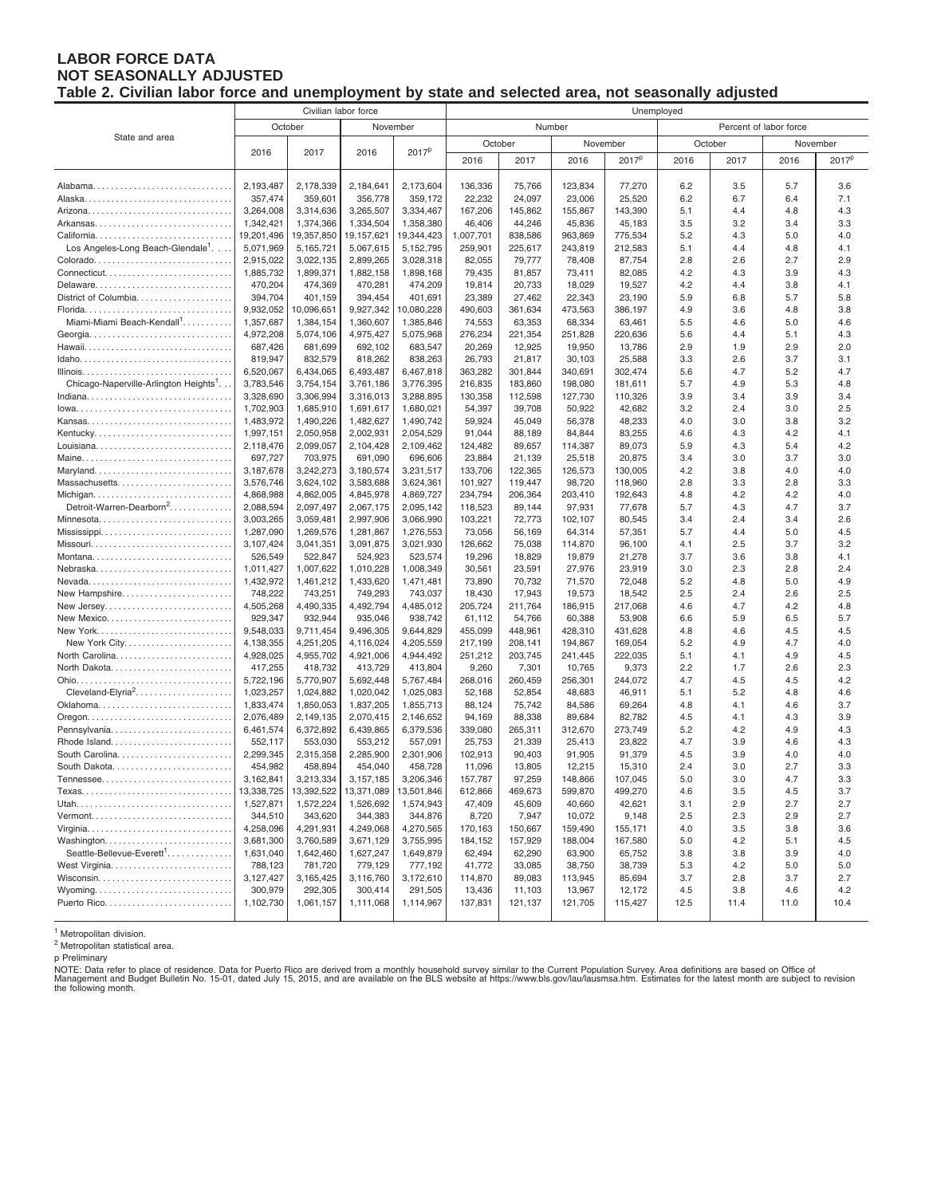# LABOR FORCE DATA
## NOT SEASONALLY ADJUSTED
### Table 2. Civilian labor force and unemployment by state and selected area, not seasonally adjusted

| State and area | Civilian labor force | | | | Unemployed | | | | | | | |
|---|---|---|---|---|---|---|---|---|---|---|---|---|
| | October | | November | | Number | | | | Percent of labor force | | | |
| | | | | | October | | November | | October | | November | |
| | 2016 | 2017 | 2016 | 2017p | 2016 | 2017 | 2016 | 2017p | 2016 | 2017 | 2016 | 2017p |
| Alabama | 2,193,487 | 2,178,339 | 2,184,641 | 2,173,604 | 136,336 | 75,766 | 123,834 | 77,270 | 6.2 | 3.5 | 5.7 | 3.6 |
| Alaska | 357,474 | 359,601 | 356,778 | 359,172 | 22,232 | 24,097 | 23,006 | 25,520 | 6.2 | 6.7 | 6.4 | 7.1 |
| Arizona | 3,264,008 | 3,314,636 | 3,265,507 | 3,334,467 | 167,206 | 145,862 | 155,867 | 143,390 | 5.1 | 4.4 | 4.8 | 4.3 |
| Arkansas | 1,342,421 | 1,374,366 | 1,334,504 | 1,358,380 | 46,406 | 44,246 | 45,836 | 45,183 | 3.5 | 3.2 | 3.4 | 3.3 |
| California | 19,201,496 | 19,357,850 | 19,157,621 | 19,344,423 | 1,007,701 | 838,586 | 963,869 | 775,534 | 5.2 | 4.3 | 5.0 | 4.0 |
| Los Angeles-Long Beach-Glendale[1] | 5,071,969 | 5,165,721 | 5,067,615 | 5,152,795 | 259,901 | 225,617 | 243,819 | 212,583 | 5.1 | 4.4 | 4.8 | 4.1 |
| Colorado | 2,915,022 | 3,022,135 | 2,899,265 | 3,028,318 | 82,055 | 79,777 | 78,408 | 87,754 | 2.8 | 2.6 | 2.7 | 2.9 |
| Connecticut | 1,885,732 | 1,899,371 | 1,882,158 | 1,898,168 | 79,435 | 81,857 | 73,411 | 82,085 | 4.2 | 4.3 | 3.9 | 4.3 |
| Delaware | 470,204 | 474,369 | 470,281 | 474,209 | 19,814 | 20,733 | 18,029 | 19,527 | 4.2 | 4.4 | 3.8 | 4.1 |
| District of Columbia | 394,704 | 401,159 | 394,454 | 401,691 | 23,389 | 27,462 | 22,343 | 23,190 | 5.9 | 6.8 | 5.7 | 5.8 |
| Florida | 9,932,052 | 10,096,651 | 9,927,342 | 10,080,228 | 490,603 | 361,634 | 473,563 | 386,197 | 4.9 | 3.6 | 4.8 | 3.8 |
| Miami-Miami Beach-Kendall[1] | 1,357,687 | 1,384,154 | 1,360,607 | 1,385,846 | 74,553 | 63,353 | 68,334 | 63,461 | 5.5 | 4.6 | 5.0 | 4.6 |
| Georgia | 4,972,208 | 5,074,106 | 4,975,427 | 5,075,968 | 276,234 | 221,354 | 251,828 | 220,636 | 5.6 | 4.4 | 5.1 | 4.3 |
| Hawaii | 687,426 | 681,699 | 692,102 | 683,547 | 20,269 | 12,925 | 19,950 | 13,786 | 2.9 | 1.9 | 2.9 | 2.0 |
| Idaho | 819,947 | 832,579 | 818,262 | 838,263 | 26,793 | 21,817 | 30,103 | 25,588 | 3.3 | 2.6 | 3.7 | 3.1 |
| Illinois | 6,520,067 | 6,434,065 | 6,493,487 | 6,467,818 | 363,282 | 301,844 | 340,691 | 302,474 | 5.6 | 4.7 | 5.2 | 4.7 |
| Chicago-Naperville-Arlington Heights[1] | 3,783,546 | 3,754,154 | 3,761,186 | 3,776,395 | 216,835 | 183,860 | 198,080 | 181,611 | 5.7 | 4.9 | 5.3 | 4.8 |
| Indiana | 3,328,690 | 3,306,994 | 3,316,013 | 3,288,895 | 130,358 | 112,598 | 127,730 | 110,326 | 3.9 | 3.4 | 3.9 | 3.4 |
| Iowa | 1,702,903 | 1,685,910 | 1,691,617 | 1,680,021 | 54,397 | 39,708 | 50,922 | 42,682 | 3.2 | 2.4 | 3.0 | 2.5 |
| Kansas | 1,483,972 | 1,490,226 | 1,482,627 | 1,490,742 | 59,924 | 45,049 | 56,378 | 48,233 | 4.0 | 3.0 | 3.8 | 3.2 |
| Kentucky | 1,997,151 | 2,050,958 | 2,002,931 | 2,054,529 | 91,044 | 88,189 | 84,844 | 83,255 | 4.6 | 4.3 | 4.2 | 4.1 |
| Louisiana | 2,118,476 | 2,099,057 | 2,104,428 | 2,109,462 | 124,482 | 89,657 | 114,387 | 89,073 | 5.9 | 4.3 | 5.4 | 4.2 |
| Maine | 697,727 | 703,975 | 691,090 | 696,606 | 23,884 | 21,139 | 25,518 | 20,875 | 3.4 | 3.0 | 3.7 | 3.0 |
| Maryland | 3,187,678 | 3,242,273 | 3,180,574 | 3,231,517 | 133,706 | 122,365 | 126,573 | 130,005 | 4.2 | 3.8 | 4.0 | 4.0 |
| Massachusetts | 3,576,746 | 3,624,102 | 3,583,688 | 3,624,361 | 101,927 | 119,447 | 98,720 | 118,960 | 2.8 | 3.3 | 2.8 | 3.3 |
| Michigan | 4,868,988 | 4,862,005 | 4,845,978 | 4,869,727 | 234,794 | 206,364 | 203,410 | 192,643 | 4.8 | 4.2 | 4.2 | 4.0 |
| Detroit-Warren-Dearborn[2] | 2,088,594 | 2,097,497 | 2,067,175 | 2,095,142 | 118,523 | 89,144 | 97,931 | 77,678 | 5.7 | 4.3 | 4.7 | 3.7 |
| Minnesota | 3,003,265 | 3,059,481 | 2,997,906 | 3,066,990 | 103,221 | 72,773 | 102,107 | 80,545 | 3.4 | 2.4 | 3.4 | 2.6 |
| Mississippi | 1,287,090 | 1,269,576 | 1,281,867 | 1,276,553 | 73,056 | 56,169 | 64,314 | 57,351 | 5.7 | 4.4 | 5.0 | 4.5 |
| Missouri | 3,107,424 | 3,041,351 | 3,091,875 | 3,021,930 | 126,662 | 75,038 | 114,870 | 96,100 | 4.1 | 2.5 | 3.7 | 3.2 |
| Montana | 526,549 | 522,847 | 524,923 | 523,574 | 19,296 | 18,829 | 19,879 | 21,278 | 3.7 | 3.6 | 3.8 | 4.1 |
| Nebraska | 1,011,427 | 1,007,622 | 1,010,228 | 1,008,349 | 30,561 | 23,591 | 27,976 | 23,919 | 3.0 | 2.3 | 2.8 | 2.4 |
| Nevada | 1,432,972 | 1,461,212 | 1,433,620 | 1,471,481 | 73,890 | 70,732 | 71,570 | 72,048 | 5.2 | 4.8 | 5.0 | 4.9 |
| New Hampshire | 748,222 | 743,251 | 749,293 | 743,037 | 18,430 | 17,943 | 19,573 | 18,542 | 2.5 | 2.4 | 2.6 | 2.5 |
| New Jersey | 4,505,268 | 4,490,335 | 4,492,794 | 4,485,012 | 205,724 | 211,764 | 186,915 | 217,068 | 4.6 | 4.7 | 4.2 | 4.8 |
| New Mexico | 929,347 | 932,944 | 935,046 | 938,742 | 61,112 | 54,766 | 60,388 | 53,908 | 6.6 | 5.9 | 6.5 | 5.7 |
| New York | 9,548,033 | 9,711,454 | 9,496,305 | 9,644,829 | 455,099 | 448,961 | 428,310 | 431,628 | 4.8 | 4.6 | 4.5 | 4.5 |
| New York City | 4,138,355 | 4,251,205 | 4,116,024 | 4,205,559 | 217,199 | 208,141 | 194,867 | 169,054 | 5.2 | 4.9 | 4.7 | 4.0 |
| North Carolina | 4,928,025 | 4,955,702 | 4,921,006 | 4,944,492 | 251,212 | 203,745 | 241,445 | 222,035 | 5.1 | 4.1 | 4.9 | 4.5 |
| North Dakota | 417,255 | 418,732 | 413,729 | 413,804 | 9,260 | 7,301 | 10,765 | 9,373 | 2.2 | 1.7 | 2.6 | 2.3 |
| Ohio | 5,722,196 | 5,770,907 | 5,692,448 | 5,767,484 | 268,016 | 260,459 | 256,301 | 244,072 | 4.7 | 4.5 | 4.5 | 4.2 |
| Cleveland-Elyria[2] | 1,023,257 | 1,024,882 | 1,020,042 | 1,025,083 | 52,168 | 52,854 | 48,683 | 46,911 | 5.1 | 5.2 | 4.8 | 4.6 |
| Oklahoma | 1,833,474 | 1,850,053 | 1,837,205 | 1,855,713 | 88,124 | 75,742 | 84,586 | 69,264 | 4.8 | 4.1 | 4.6 | 3.7 |
| Oregon | 2,076,489 | 2,149,135 | 2,070,415 | 2,146,652 | 94,169 | 88,338 | 89,684 | 82,782 | 4.5 | 4.1 | 4.3 | 3.9 |
| Pennsylvania | 6,461,574 | 6,372,892 | 6,439,865 | 6,379,536 | 339,080 | 265,311 | 312,670 | 273,749 | 5.2 | 4.2 | 4.9 | 4.3 |
| Rhode Island | 552,117 | 553,030 | 553,212 | 557,091 | 25,753 | 21,339 | 25,413 | 23,822 | 4.7 | 3.9 | 4.6 | 4.3 |
| South Carolina | 2,299,345 | 2,315,358 | 2,285,900 | 2,301,906 | 102,913 | 90,403 | 91,905 | 91,379 | 4.5 | 3.9 | 4.0 | 4.0 |
| South Dakota | 454,982 | 458,894 | 454,040 | 458,728 | 11,096 | 13,805 | 12,215 | 15,310 | 2.4 | 3.0 | 2.7 | 3.3 |
| Tennessee | 3,162,841 | 3,213,334 | 3,157,185 | 3,206,346 | 157,787 | 97,259 | 148,866 | 107,045 | 5.0 | 3.0 | 4.7 | 3.3 |
| Texas | 13,338,725 | 13,392,522 | 13,371,089 | 13,501,846 | 612,866 | 469,673 | 599,870 | 499,270 | 4.6 | 3.5 | 4.5 | 3.7 |
| Utah | 1,527,871 | 1,572,224 | 1,526,692 | 1,574,943 | 47,409 | 45,609 | 40,660 | 42,621 | 3.1 | 2.9 | 2.7 | 2.7 |
| Vermont | 344,510 | 343,620 | 344,383 | 344,876 | 8,720 | 7,947 | 10,072 | 9,148 | 2.5 | 2.3 | 2.9 | 2.7 |
| Virginia | 4,258,096 | 4,291,931 | 4,249,068 | 4,270,565 | 170,163 | 150,667 | 159,490 | 155,171 | 4.0 | 3.5 | 3.8 | 3.6 |
| Washington | 3,681,300 | 3,760,589 | 3,671,129 | 3,755,995 | 184,152 | 157,929 | 188,004 | 167,580 | 5.0 | 4.2 | 5.1 | 4.5 |
| Seattle-Bellevue-Everett[1] | 1,631,040 | 1,642,460 | 1,627,247 | 1,649,879 | 62,494 | 62,290 | 63,900 | 65,752 | 3.8 | 3.8 | 3.9 | 4.0 |
| West Virginia | 788,123 | 781,720 | 779,129 | 777,192 | 41,772 | 33,085 | 38,750 | 38,739 | 5.3 | 4.2 | 5.0 | 5.0 |
| Wisconsin | 3,127,427 | 3,165,425 | 3,116,760 | 3,172,610 | 114,870 | 89,083 | 113,945 | 85,694 | 3.7 | 2.8 | 3.7 | 2.7 |
| Wyoming | 300,979 | 292,305 | 300,414 | 291,505 | 13,436 | 11,103 | 13,967 | 12,172 | 4.5 | 3.8 | 4.6 | 4.2 |
| Puerto Rico | 1,102,730 | 1,061,157 | 1,111,068 | 1,114,967 | 137,831 | 121,137 | 121,705 | 115,427 | 12.5 | 11.4 | 11.0 | 10.4 |

[1] Metropolitan division.
[2] Metropolitan statistical area.
p Preliminary

NOTE: Data refer to place of residence. Data for Puerto Rico are derived from a monthly household survey similar to the Current Population Survey. Area definitions are based on Office of Management and Budget Bulletin No. 15-01, dated July 15, 2015, and are available on the BLS website at https://www.bls.gov/lau/lausmsa.htm. Estimates for the latest month are subject to revision the following month.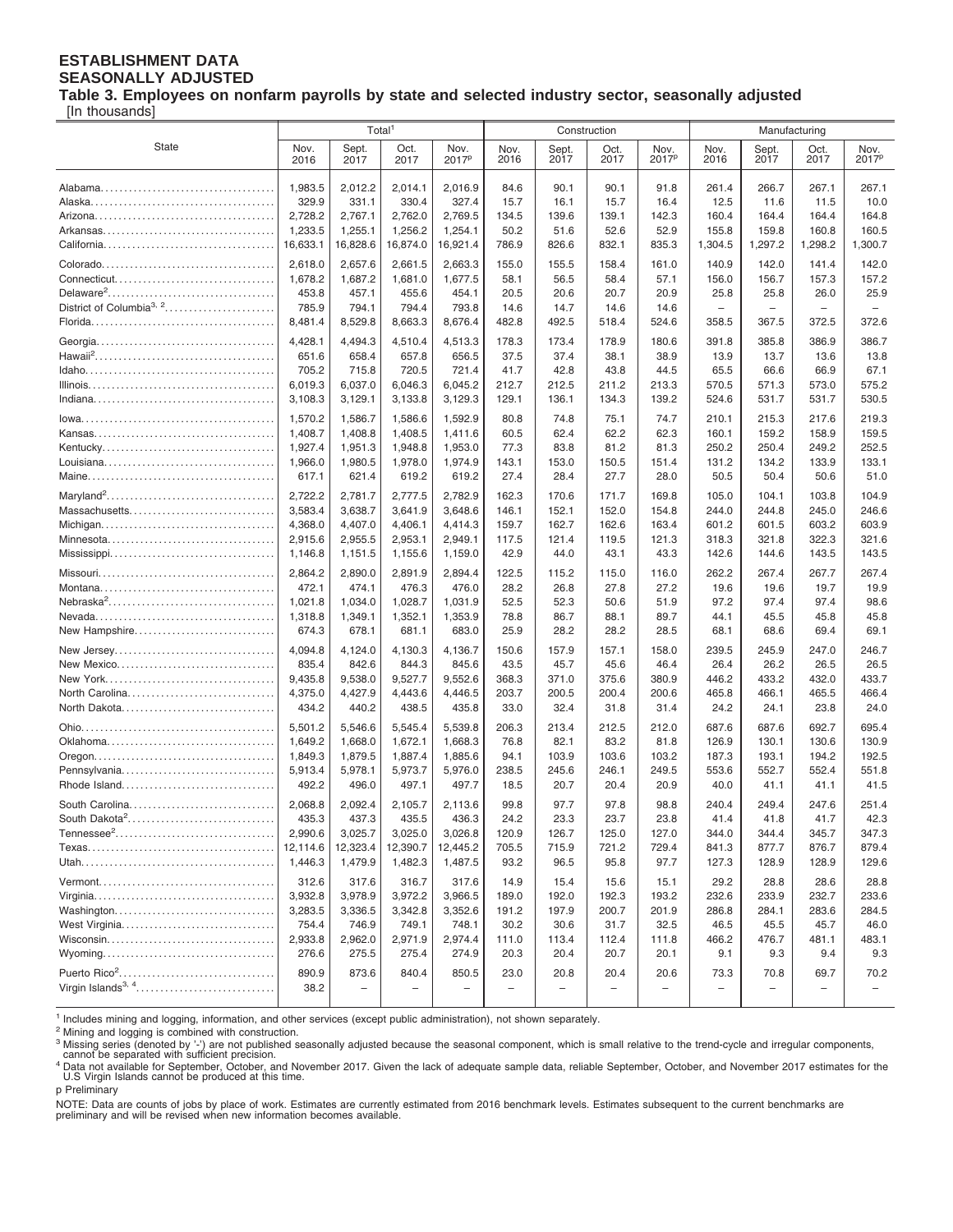**ESTABLISHMENT DATA**
**SEASONALLY ADJUSTED**
**Table 3. Employees on nonfarm payrolls by state and selected industry sector, seasonally adjusted**
[In thousands]

| State | Total[1] | | | | Construction | | | | Manufacturing | | | |
|---|---|---|---|---|---|---|---|---|---|---|---|---|
| | Nov. 2016 | Sept. 2017 | Oct. 2017 | Nov. 2017[p] | Nov. 2016 | Sept. 2017 | Oct. 2017 | Nov. 2017[p] | Nov. 2016 | Sept. 2017 | Oct. 2017 | Nov. 2017[p] |
| Alabama | 1,983.5 | 2,012.2 | 2,014.1 | 2,016.9 | 84.6 | 90.1 | 90.1 | 91.8 | 261.4 | 266.7 | 267.1 | 267.1 |
| Alaska | 329.9 | 331.1 | 330.4 | 327.4 | 15.7 | 16.1 | 15.7 | 16.4 | 12.5 | 11.6 | 11.5 | 10.0 |
| Arizona | 2,728.2 | 2,767.1 | 2,762.0 | 2,769.5 | 134.5 | 139.6 | 139.1 | 142.3 | 160.4 | 164.4 | 164.4 | 164.8 |
| Arkansas | 1,233.5 | 1,255.1 | 1,256.2 | 1,254.1 | 50.2 | 51.6 | 52.6 | 52.9 | 155.8 | 159.8 | 160.8 | 160.5 |
| California | 16,633.1 | 16,828.6 | 16,874.0 | 16,921.4 | 786.9 | 826.6 | 832.1 | 835.3 | 1,304.5 | 1,297.2 | 1,298.2 | 1,300.7 |
| Colorado | 2,618.0 | 2,657.6 | 2,661.5 | 2,663.3 | 155.0 | 155.5 | 158.4 | 161.0 | 140.9 | 142.0 | 141.4 | 142.0 |
| Connecticut | 1,678.2 | 1,687.2 | 1,681.0 | 1,677.5 | 58.1 | 56.5 | 58.4 | 57.1 | 156.0 | 156.7 | 157.3 | 157.2 |
| Delaware[2] | 453.8 | 457.1 | 455.6 | 454.1 | 20.5 | 20.6 | 20.7 | 20.9 | 25.8 | 25.8 | 26.0 | 25.9 |
| District of Columbia[3, 2] | 785.9 | 794.1 | 794.4 | 793.8 | 14.6 | 14.7 | 14.6 | 14.6 | – | – | – | – |
| Florida | 8,481.4 | 8,529.8 | 8,663.3 | 8,676.4 | 482.8 | 492.5 | 518.4 | 524.6 | 358.5 | 367.5 | 372.5 | 372.6 |
| Georgia | 4,428.1 | 4,494.3 | 4,510.4 | 4,513.3 | 178.3 | 173.4 | 178.9 | 180.6 | 391.8 | 385.8 | 386.9 | 386.7 |
| Hawaii[2] | 651.6 | 658.4 | 657.8 | 656.5 | 37.5 | 37.4 | 38.1 | 38.9 | 13.9 | 13.7 | 13.6 | 13.8 |
| Idaho | 705.2 | 715.8 | 720.5 | 721.4 | 41.7 | 42.8 | 43.8 | 44.5 | 65.5 | 66.6 | 66.9 | 67.1 |
| Illinois | 6,019.3 | 6,037.0 | 6,046.3 | 6,045.2 | 212.7 | 212.5 | 211.2 | 213.3 | 570.5 | 571.3 | 573.0 | 575.2 |
| Indiana | 3,108.3 | 3,129.1 | 3,133.8 | 3,129.3 | 129.1 | 136.1 | 134.3 | 139.2 | 524.6 | 531.7 | 531.7 | 530.5 |
| Iowa | 1,570.2 | 1,586.7 | 1,586.6 | 1,592.9 | 80.8 | 74.8 | 75.1 | 74.7 | 210.1 | 215.3 | 217.6 | 219.3 |
| Kansas | 1,408.7 | 1,408.8 | 1,408.5 | 1,411.6 | 60.5 | 62.4 | 62.2 | 62.3 | 160.1 | 159.2 | 158.9 | 159.5 |
| Kentucky | 1,927.4 | 1,951.3 | 1,948.8 | 1,953.0 | 77.3 | 83.8 | 81.2 | 81.3 | 250.2 | 250.4 | 249.2 | 252.5 |
| Louisiana | 1,966.0 | 1,980.5 | 1,978.0 | 1,974.9 | 143.1 | 153.0 | 150.5 | 151.4 | 131.2 | 134.2 | 133.9 | 133.1 |
| Maine | 617.1 | 621.4 | 619.2 | 619.2 | 27.4 | 28.4 | 27.7 | 28.0 | 50.5 | 50.4 | 50.6 | 51.0 |
| Maryland[2] | 2,722.2 | 2,781.7 | 2,777.5 | 2,782.9 | 162.3 | 170.6 | 171.7 | 169.8 | 105.0 | 104.1 | 103.8 | 104.9 |
| Massachusetts | 3,583.4 | 3,638.7 | 3,641.9 | 3,648.6 | 146.1 | 152.1 | 152.0 | 154.8 | 244.0 | 244.8 | 245.0 | 246.6 |
| Michigan | 4,368.0 | 4,407.0 | 4,406.1 | 4,414.3 | 159.7 | 162.7 | 162.6 | 163.4 | 601.2 | 601.5 | 603.2 | 603.9 |
| Minnesota | 2,915.6 | 2,955.5 | 2,953.1 | 2,949.1 | 117.5 | 121.4 | 119.5 | 121.3 | 318.3 | 321.8 | 322.3 | 321.6 |
| Mississippi | 1,146.8 | 1,151.5 | 1,155.6 | 1,159.0 | 42.9 | 44.0 | 43.1 | 43.3 | 142.6 | 144.6 | 143.5 | 143.5 |
| Missouri | 2,864.2 | 2,890.0 | 2,891.9 | 2,894.4 | 122.5 | 115.2 | 115.0 | 116.0 | 262.2 | 267.4 | 267.7 | 267.4 |
| Montana | 472.1 | 474.1 | 476.3 | 476.0 | 28.2 | 26.8 | 27.8 | 27.2 | 19.6 | 19.6 | 19.7 | 19.9 |
| Nebraska[2] | 1,021.8 | 1,034.0 | 1,028.7 | 1,031.9 | 52.5 | 52.3 | 50.6 | 51.9 | 97.2 | 97.4 | 97.4 | 98.6 |
| Nevada | 1,318.8 | 1,349.1 | 1,352.1 | 1,353.9 | 78.8 | 86.7 | 88.1 | 89.7 | 44.1 | 45.5 | 45.8 | 45.8 |
| New Hampshire | 674.3 | 678.1 | 681.1 | 683.0 | 25.9 | 28.2 | 28.2 | 28.5 | 68.1 | 68.6 | 69.4 | 69.1 |
| New Jersey | 4,094.8 | 4,124.0 | 4,130.3 | 4,136.7 | 150.6 | 157.9 | 157.1 | 158.0 | 239.5 | 245.9 | 247.0 | 246.7 |
| New Mexico | 835.4 | 842.6 | 844.3 | 845.6 | 43.5 | 45.7 | 45.6 | 46.4 | 26.4 | 26.2 | 26.5 | 26.5 |
| New York | 9,435.8 | 9,538.0 | 9,527.7 | 9,552.6 | 368.3 | 371.0 | 375.6 | 380.9 | 446.2 | 433.2 | 432.0 | 433.7 |
| North Carolina | 4,375.0 | 4,427.9 | 4,443.6 | 4,446.5 | 203.7 | 200.5 | 200.4 | 200.6 | 465.8 | 466.1 | 465.5 | 466.4 |
| North Dakota | 434.2 | 440.2 | 438.5 | 435.8 | 33.0 | 32.4 | 31.8 | 31.4 | 24.2 | 24.1 | 23.8 | 24.0 |
| Ohio | 5,501.2 | 5,546.6 | 5,545.4 | 5,539.8 | 206.3 | 213.4 | 212.5 | 212.0 | 687.6 | 687.6 | 692.7 | 695.4 |
| Oklahoma | 1,649.2 | 1,668.0 | 1,672.1 | 1,668.3 | 76.8 | 82.1 | 83.2 | 81.8 | 126.9 | 130.1 | 130.6 | 130.9 |
| Oregon | 1,849.3 | 1,879.5 | 1,887.4 | 1,885.6 | 94.1 | 103.9 | 103.6 | 103.2 | 187.3 | 193.1 | 194.2 | 192.5 |
| Pennsylvania | 5,913.4 | 5,978.1 | 5,973.7 | 5,976.0 | 238.5 | 245.6 | 246.1 | 249.5 | 553.6 | 552.7 | 552.4 | 551.8 |
| Rhode Island | 492.2 | 496.0 | 497.1 | 497.7 | 18.5 | 20.7 | 20.4 | 20.9 | 40.0 | 41.1 | 41.1 | 41.5 |
| South Carolina | 2,068.8 | 2,092.4 | 2,105.7 | 2,113.6 | 99.8 | 97.7 | 97.8 | 98.8 | 240.4 | 249.4 | 247.6 | 251.4 |
| South Dakota[2] | 435.3 | 437.3 | 435.5 | 436.3 | 24.2 | 23.3 | 23.7 | 23.8 | 41.4 | 41.8 | 41.7 | 42.3 |
| Tennessee[2] | 2,990.6 | 3,025.7 | 3,025.0 | 3,026.8 | 120.9 | 126.7 | 125.0 | 127.0 | 344.0 | 344.4 | 345.7 | 347.3 |
| Texas | 12,114.6 | 12,323.4 | 12,390.7 | 12,445.2 | 705.5 | 715.9 | 721.2 | 729.4 | 841.3 | 877.7 | 876.7 | 879.4 |
| Utah | 1,446.3 | 1,479.9 | 1,482.3 | 1,487.5 | 93.2 | 96.5 | 95.8 | 97.7 | 127.3 | 128.9 | 128.9 | 129.6 |
| Vermont | 312.6 | 317.6 | 316.7 | 317.6 | 14.9 | 15.4 | 15.6 | 15.1 | 29.2 | 28.8 | 28.6 | 28.8 |
| Virginia | 3,932.8 | 3,978.9 | 3,972.2 | 3,966.5 | 189.0 | 192.0 | 192.3 | 193.2 | 232.6 | 233.9 | 232.7 | 233.6 |
| Washington | 3,283.5 | 3,336.5 | 3,342.8 | 3,352.6 | 191.2 | 197.9 | 200.7 | 201.9 | 286.8 | 284.1 | 283.6 | 284.5 |
| West Virginia | 754.4 | 746.9 | 749.1 | 748.1 | 30.2 | 30.6 | 31.7 | 32.5 | 46.5 | 45.5 | 45.7 | 46.0 |
| Wisconsin | 2,933.8 | 2,962.0 | 2,971.9 | 2,974.4 | 111.0 | 113.4 | 112.4 | 111.8 | 466.2 | 476.7 | 481.1 | 483.1 |
| Wyoming | 276.6 | 275.5 | 275.4 | 274.9 | 20.3 | 20.4 | 20.7 | 20.1 | 9.1 | 9.3 | 9.4 | 9.3 |
| Puerto Rico[2] | 890.9 | 873.6 | 840.4 | 850.5 | 23.0 | 20.8 | 20.4 | 20.6 | 73.3 | 70.8 | 69.7 | 70.2 |
| Virgin Islands[3, 4] | 38.2 | – | – | – | – | – | – | – | – | – | – | – |

[1] Includes mining and logging, information, and other services (except public administration), not shown separately.
[2] Mining and logging is combined with construction.
[3] Missing series (denoted by '-') are not published seasonally adjusted because the seasonal component, which is small relative to the trend-cycle and irregular components, cannot be separated with sufficient precision.
[4] Data not available for September, October, and November 2017. Given the lack of adequate sample data, reliable September, October, and November 2017 estimates for the U.S Virgin Islands cannot be produced at this time.
p Preliminary

NOTE: Data are counts of jobs by place of work. Estimates are currently estimated from 2016 benchmark levels. Estimates subsequent to the current benchmarks are preliminary and will be revised when new information becomes available.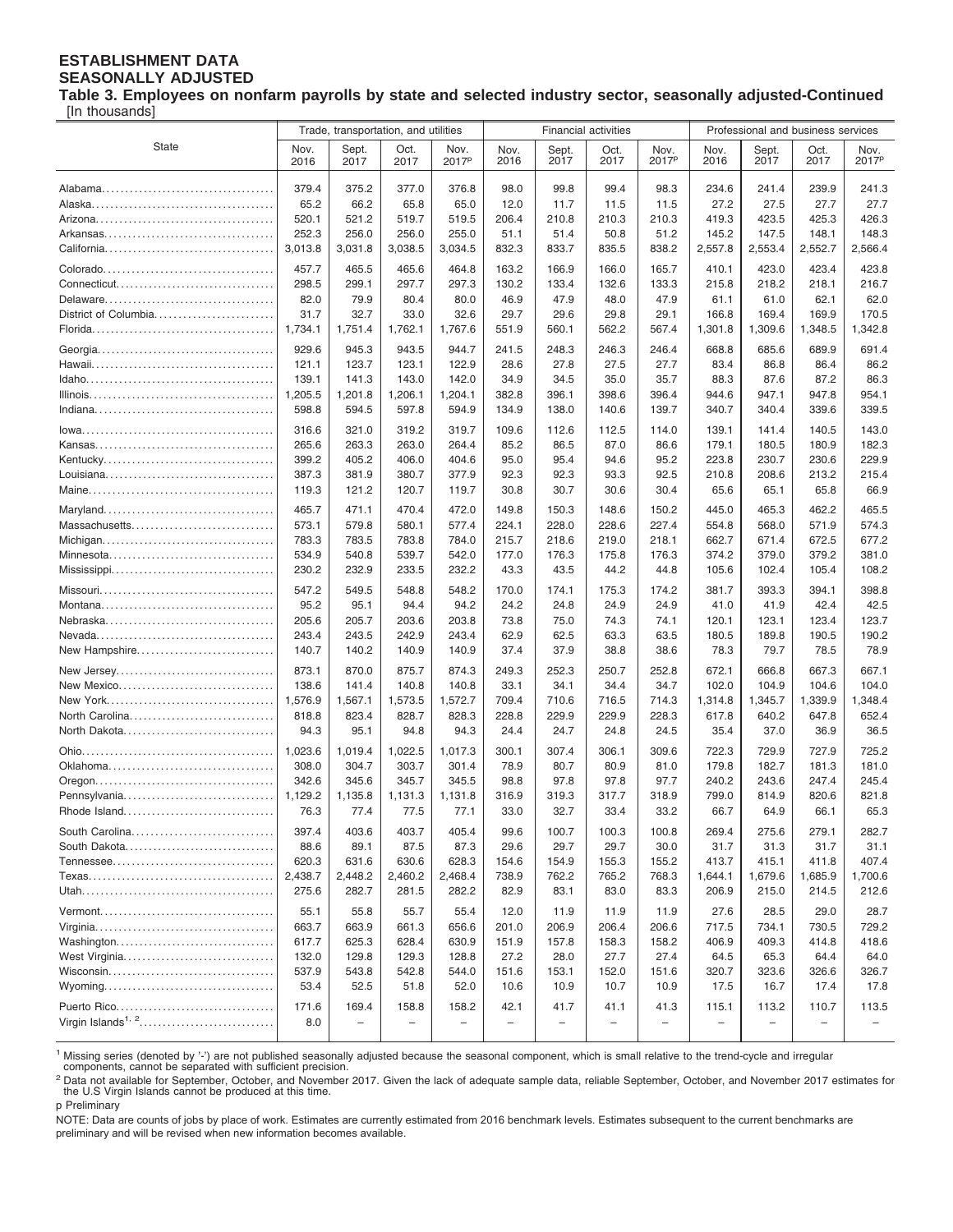**ESTABLISHMENT DATA**
**SEASONALLY ADJUSTED**

**Table 3. Employees on nonfarm payrolls by state and selected industry sector, seasonally adjusted-Continued**
[In thousands]

| State | Trade, transportation, and utilities | | | | Financial activities | | | | Professional and business services | | | |
|---|---|---|---|---|---|---|---|---|---|---|---|---|
| | Nov. 2016 | Sept. 2017 | Oct. 2017 | Nov. 2017p | Nov. 2016 | Sept. 2017 | Oct. 2017 | Nov. 2017p | Nov. 2016 | Sept. 2017 | Oct. 2017 | Nov. 2017p |
| Alabama | 379.4 | 375.2 | 377.0 | 376.8 | 98.0 | 99.8 | 99.4 | 98.3 | 234.6 | 241.4 | 239.9 | 241.3 |
| Alaska | 65.2 | 66.2 | 65.8 | 65.0 | 12.0 | 11.7 | 11.5 | 11.5 | 27.2 | 27.5 | 27.7 | 27.7 |
| Arizona | 520.1 | 521.2 | 519.7 | 519.5 | 206.4 | 210.8 | 210.3 | 210.3 | 419.3 | 423.5 | 425.3 | 426.3 |
| Arkansas | 252.3 | 256.0 | 256.0 | 255.0 | 51.1 | 51.4 | 50.8 | 51.2 | 145.2 | 147.5 | 148.1 | 148.3 |
| California | 3,013.8 | 3,031.8 | 3,038.5 | 3,034.5 | 832.3 | 833.7 | 835.5 | 838.2 | 2,557.8 | 2,553.4 | 2,552.7 | 2,566.4 |
| Colorado | 457.7 | 465.5 | 465.6 | 464.8 | 163.2 | 166.9 | 166.0 | 165.7 | 410.1 | 423.0 | 423.4 | 423.8 |
| Connecticut | 298.5 | 299.1 | 297.7 | 297.3 | 130.2 | 133.4 | 132.6 | 133.3 | 215.8 | 218.2 | 218.1 | 216.7 |
| Delaware | 82.0 | 79.9 | 80.4 | 80.0 | 46.9 | 47.9 | 48.0 | 47.9 | 61.1 | 61.0 | 62.1 | 62.0 |
| District of Columbia | 31.7 | 32.7 | 33.0 | 32.6 | 29.7 | 29.6 | 29.8 | 29.1 | 166.8 | 169.4 | 169.9 | 170.5 |
| Florida | 1,734.1 | 1,751.4 | 1,762.1 | 1,767.6 | 551.9 | 560.1 | 562.2 | 567.4 | 1,301.8 | 1,309.6 | 1,348.5 | 1,342.8 |
| Georgia | 929.6 | 945.3 | 943.5 | 944.7 | 241.5 | 248.3 | 246.3 | 246.4 | 668.8 | 685.6 | 689.9 | 691.4 |
| Hawaii | 121.1 | 123.7 | 123.1 | 122.9 | 28.6 | 27.8 | 27.5 | 27.7 | 83.4 | 86.8 | 86.4 | 86.2 |
| Idaho | 139.1 | 141.3 | 143.0 | 142.0 | 34.9 | 34.5 | 35.0 | 35.7 | 88.3 | 87.6 | 87.2 | 86.3 |
| Illinois | 1,205.5 | 1,201.8 | 1,206.1 | 1,204.1 | 382.8 | 396.1 | 398.6 | 396.4 | 944.6 | 947.1 | 947.8 | 954.1 |
| Indiana | 598.8 | 594.5 | 597.8 | 594.9 | 134.9 | 138.0 | 140.6 | 139.7 | 340.7 | 340.4 | 339.6 | 339.5 |
| Iowa | 316.6 | 321.0 | 319.2 | 319.7 | 109.6 | 112.6 | 112.5 | 114.0 | 139.1 | 141.4 | 140.5 | 143.0 |
| Kansas | 265.6 | 263.3 | 263.0 | 264.4 | 85.2 | 86.5 | 87.0 | 86.6 | 179.1 | 180.5 | 180.9 | 182.3 |
| Kentucky | 399.2 | 405.2 | 406.0 | 404.6 | 95.0 | 95.4 | 94.6 | 95.2 | 223.8 | 230.7 | 230.6 | 229.9 |
| Louisiana | 387.3 | 381.9 | 380.7 | 377.9 | 92.3 | 92.3 | 93.3 | 92.5 | 210.8 | 208.6 | 213.2 | 215.4 |
| Maine | 119.3 | 121.2 | 120.7 | 119.7 | 30.8 | 30.7 | 30.6 | 30.4 | 65.6 | 65.1 | 65.8 | 66.9 |
| Maryland | 465.7 | 471.1 | 470.4 | 472.0 | 149.8 | 150.3 | 148.6 | 150.2 | 445.0 | 465.3 | 462.2 | 465.5 |
| Massachusetts | 573.1 | 579.8 | 580.1 | 577.4 | 224.1 | 228.0 | 228.6 | 227.4 | 554.8 | 568.0 | 571.9 | 574.3 |
| Michigan | 783.3 | 783.5 | 783.8 | 784.0 | 215.7 | 218.6 | 219.0 | 218.1 | 662.7 | 671.4 | 672.5 | 677.2 |
| Minnesota | 534.9 | 540.8 | 539.7 | 542.0 | 177.0 | 176.3 | 175.8 | 176.3 | 374.2 | 379.0 | 379.2 | 381.0 |
| Mississippi | 230.2 | 232.9 | 233.5 | 232.2 | 43.3 | 43.5 | 44.2 | 44.8 | 105.6 | 102.4 | 105.4 | 108.2 |
| Missouri | 547.2 | 549.5 | 548.8 | 548.2 | 170.0 | 174.1 | 175.3 | 174.2 | 381.7 | 393.3 | 394.1 | 398.8 |
| Montana | 95.2 | 95.1 | 94.4 | 94.2 | 24.2 | 24.8 | 24.9 | 24.9 | 41.0 | 41.9 | 42.4 | 42.5 |
| Nebraska | 205.6 | 205.7 | 203.6 | 203.8 | 73.8 | 75.0 | 74.3 | 74.1 | 120.1 | 123.1 | 123.4 | 123.7 |
| Nevada | 243.4 | 243.5 | 242.9 | 243.4 | 62.9 | 62.5 | 63.3 | 63.5 | 180.5 | 189.8 | 190.5 | 190.2 |
| New Hampshire | 140.7 | 140.2 | 140.9 | 140.9 | 37.4 | 37.9 | 38.8 | 38.6 | 78.3 | 79.7 | 78.5 | 78.9 |
| New Jersey | 873.1 | 870.0 | 875.7 | 874.3 | 249.3 | 252.3 | 250.7 | 252.8 | 672.1 | 666.8 | 667.3 | 667.1 |
| New Mexico | 138.6 | 141.4 | 140.8 | 140.8 | 33.1 | 34.1 | 34.4 | 34.7 | 102.0 | 104.9 | 104.6 | 104.0 |
| New York | 1,576.9 | 1,567.1 | 1,573.5 | 1,572.7 | 709.4 | 710.6 | 716.5 | 714.3 | 1,314.8 | 1,345.7 | 1,339.9 | 1,348.4 |
| North Carolina | 818.8 | 823.4 | 828.7 | 828.3 | 228.8 | 229.9 | 229.9 | 228.3 | 617.8 | 640.2 | 647.8 | 652.4 |
| North Dakota | 94.3 | 95.1 | 94.8 | 94.3 | 24.4 | 24.7 | 24.8 | 24.5 | 35.4 | 37.0 | 36.9 | 36.5 |
| Ohio | 1,023.6 | 1,019.4 | 1,022.5 | 1,017.3 | 300.1 | 307.4 | 306.1 | 309.6 | 722.3 | 729.9 | 727.9 | 725.2 |
| Oklahoma | 308.0 | 304.7 | 303.7 | 301.4 | 78.9 | 80.7 | 80.9 | 81.0 | 179.8 | 182.7 | 181.3 | 181.0 |
| Oregon | 342.6 | 345.6 | 345.7 | 345.5 | 98.8 | 97.8 | 97.8 | 97.7 | 240.2 | 243.6 | 247.4 | 245.4 |
| Pennsylvania | 1,129.2 | 1,135.8 | 1,131.3 | 1,131.8 | 316.9 | 319.3 | 317.7 | 318.9 | 799.0 | 814.9 | 820.6 | 821.8 |
| Rhode Island | 76.3 | 77.4 | 77.5 | 77.1 | 33.0 | 32.7 | 33.4 | 33.2 | 66.7 | 64.9 | 66.1 | 65.3 |
| South Carolina | 397.4 | 403.6 | 403.7 | 405.4 | 99.6 | 100.7 | 100.3 | 100.8 | 269.4 | 275.6 | 279.1 | 282.7 |
| South Dakota | 88.6 | 89.1 | 87.5 | 87.3 | 29.6 | 29.7 | 29.7 | 30.0 | 31.7 | 31.3 | 31.7 | 31.1 |
| Tennessee | 620.3 | 631.6 | 630.6 | 628.3 | 154.6 | 154.9 | 155.3 | 155.2 | 413.7 | 415.1 | 411.8 | 407.4 |
| Texas | 2,438.7 | 2,448.2 | 2,460.2 | 2,468.4 | 738.9 | 762.2 | 765.2 | 768.3 | 1,644.1 | 1,679.6 | 1,685.9 | 1,700.6 |
| Utah | 275.6 | 282.7 | 281.5 | 282.2 | 82.9 | 83.1 | 83.0 | 83.3 | 206.9 | 215.0 | 214.5 | 212.6 |
| Vermont | 55.1 | 55.8 | 55.7 | 55.4 | 12.0 | 11.9 | 11.9 | 11.9 | 27.6 | 28.5 | 29.0 | 28.7 |
| Virginia | 663.7 | 663.9 | 661.3 | 656.6 | 201.0 | 206.9 | 206.4 | 206.6 | 717.5 | 734.1 | 730.5 | 729.2 |
| Washington | 617.7 | 625.3 | 628.4 | 630.9 | 151.9 | 157.8 | 158.3 | 158.2 | 406.9 | 409.3 | 414.8 | 418.6 |
| West Virginia | 132.0 | 129.8 | 129.3 | 128.8 | 27.2 | 28.0 | 27.7 | 27.4 | 64.5 | 65.3 | 64.4 | 64.0 |
| Wisconsin | 537.9 | 543.8 | 542.8 | 544.0 | 151.6 | 153.1 | 152.0 | 151.6 | 320.7 | 323.6 | 326.6 | 326.7 |
| Wyoming | 53.4 | 52.5 | 51.8 | 52.0 | 10.6 | 10.9 | 10.7 | 10.9 | 17.5 | 16.7 | 17.4 | 17.8 |
| Puerto Rico | 171.6 | 169.4 | 158.8 | 158.2 | 42.1 | 41.7 | 41.1 | 41.3 | 115.1 | 113.2 | 110.7 | 113.5 |
| Virgin Islands[1, 2] | 8.0 | – | – | – | – | – | – | – | – | – | – | – |

[1] Missing series (denoted by '-') are not published seasonally adjusted because the seasonal component, which is small relative to the trend-cycle and irregular components, cannot be separated with sufficient precision.

[2] Data not available for September, October, and November 2017. Given the lack of adequate sample data, reliable September, October, and November 2017 estimates for the U.S Virgin Islands cannot be produced at this time.

p Preliminary

NOTE: Data are counts of jobs by place of work. Estimates are currently estimated from 2016 benchmark levels. Estimates subsequent to the current benchmarks are preliminary and will be revised when new information becomes available.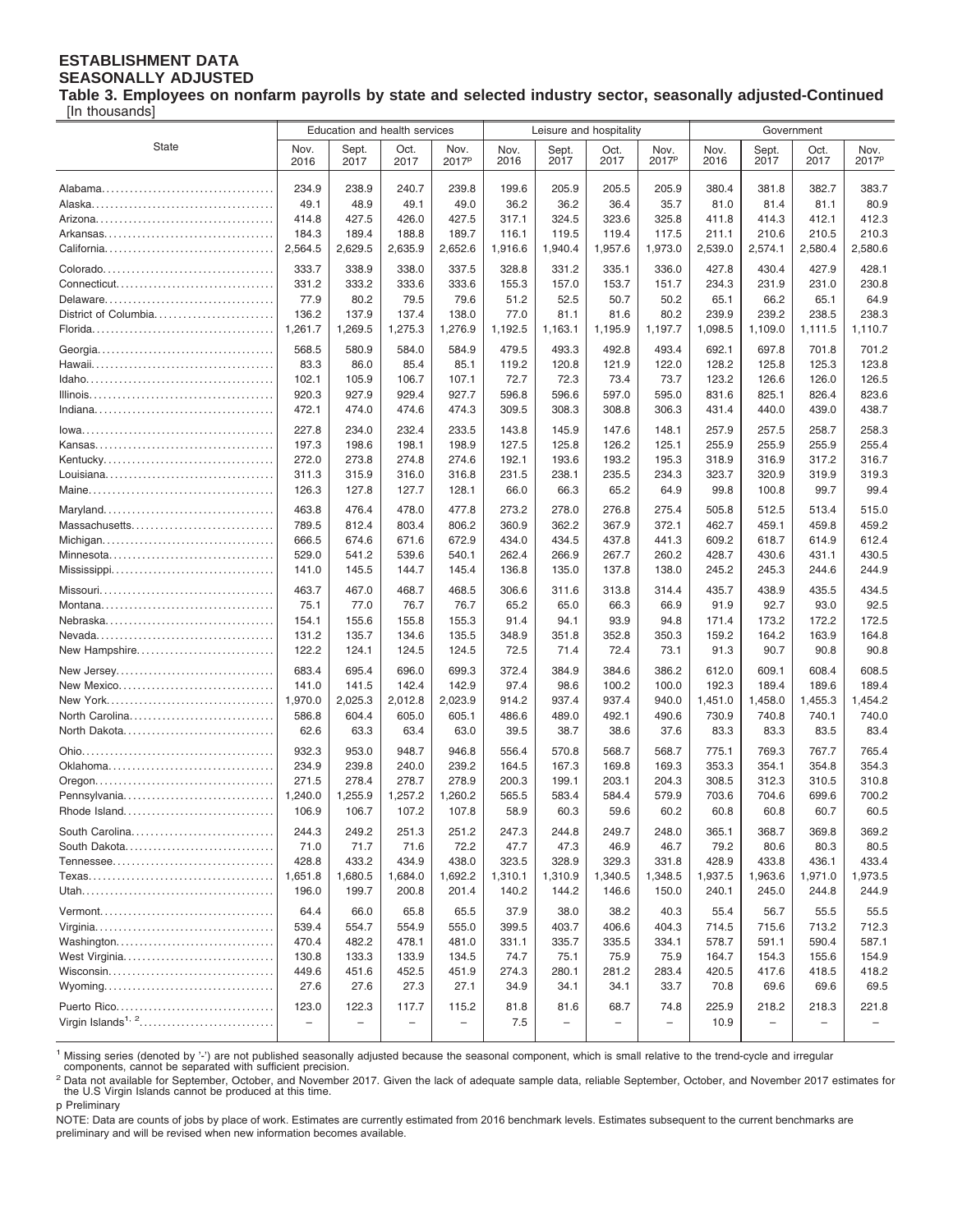**ESTABLISHMENT DATA**
**SEASONALLY ADJUSTED**

**Table 3. Employees on nonfarm payrolls by state and selected industry sector, seasonally adjusted-Continued**
[In thousands]

| State | Education and health services | | | | Leisure and hospitality | | | | Government | | | |
|---|---|---|---|---|---|---|---|---|---|---|---|---|
| | Nov. 2016 | Sept. 2017 | Oct. 2017 | Nov. 2017p | Nov. 2016 | Sept. 2017 | Oct. 2017 | Nov. 2017p | Nov. 2016 | Sept. 2017 | Oct. 2017 | Nov. 2017p |
| Alabama | 234.9 | 238.9 | 240.7 | 239.8 | 199.6 | 205.9 | 205.5 | 205.9 | 380.4 | 381.8 | 382.7 | 383.7 |
| Alaska | 49.1 | 48.9 | 49.1 | 49.0 | 36.2 | 36.2 | 36.4 | 35.7 | 81.0 | 81.4 | 81.1 | 80.9 |
| Arizona | 414.8 | 427.5 | 426.0 | 427.5 | 317.1 | 324.5 | 323.6 | 325.8 | 411.8 | 414.3 | 412.1 | 412.3 |
| Arkansas | 184.3 | 189.4 | 188.8 | 189.7 | 116.1 | 119.5 | 119.4 | 117.5 | 211.1 | 210.6 | 210.5 | 210.3 |
| California | 2,564.5 | 2,629.5 | 2,635.9 | 2,652.6 | 1,916.6 | 1,940.4 | 1,957.6 | 1,973.0 | 2,539.0 | 2,574.1 | 2,580.4 | 2,580.6 |
| Colorado | 333.7 | 338.9 | 338.0 | 337.5 | 328.8 | 331.2 | 335.1 | 336.0 | 427.8 | 430.4 | 427.9 | 428.1 |
| Connecticut | 331.2 | 333.2 | 333.6 | 333.6 | 155.3 | 157.0 | 153.7 | 151.7 | 234.3 | 231.9 | 231.0 | 230.8 |
| Delaware | 77.9 | 80.2 | 79.5 | 79.6 | 51.2 | 52.5 | 50.7 | 50.2 | 65.1 | 66.2 | 65.1 | 64.9 |
| District of Columbia | 136.2 | 137.9 | 137.4 | 138.0 | 77.0 | 81.1 | 81.6 | 80.2 | 239.9 | 239.2 | 238.5 | 238.3 |
| Florida | 1,261.7 | 1,269.5 | 1,275.3 | 1,276.9 | 1,192.5 | 1,163.1 | 1,195.9 | 1,197.7 | 1,098.5 | 1,109.0 | 1,111.5 | 1,110.7 |
| Georgia | 568.5 | 580.9 | 584.0 | 584.9 | 479.5 | 493.3 | 492.8 | 493.4 | 692.1 | 697.8 | 701.8 | 701.2 |
| Hawaii | 83.3 | 86.0 | 85.4 | 85.1 | 119.2 | 120.8 | 121.9 | 122.0 | 128.2 | 125.8 | 125.3 | 123.8 |
| Idaho | 102.1 | 105.9 | 106.7 | 107.1 | 72.7 | 72.3 | 73.4 | 73.7 | 123.2 | 126.6 | 126.0 | 126.5 |
| Illinois | 920.3 | 927.9 | 929.4 | 927.7 | 596.8 | 596.6 | 597.0 | 595.0 | 831.6 | 825.1 | 826.4 | 823.6 |
| Indiana | 472.1 | 474.0 | 474.6 | 474.3 | 309.5 | 308.3 | 308.8 | 306.3 | 431.4 | 440.0 | 439.0 | 438.7 |
| Iowa | 227.8 | 234.0 | 232.4 | 233.5 | 143.8 | 145.9 | 147.6 | 148.1 | 257.9 | 257.5 | 258.7 | 258.3 |
| Kansas | 197.3 | 198.6 | 198.1 | 198.9 | 127.5 | 125.8 | 126.2 | 125.1 | 255.9 | 255.9 | 255.9 | 255.4 |
| Kentucky | 272.0 | 273.8 | 274.8 | 274.6 | 192.1 | 193.6 | 193.2 | 195.3 | 318.9 | 316.9 | 317.2 | 316.7 |
| Louisiana | 311.3 | 315.9 | 316.0 | 316.8 | 231.5 | 238.1 | 235.5 | 234.3 | 323.7 | 320.9 | 319.9 | 319.3 |
| Maine | 126.3 | 127.8 | 127.7 | 128.1 | 66.0 | 66.3 | 65.2 | 64.9 | 99.8 | 100.8 | 99.7 | 99.4 |
| Maryland | 463.8 | 476.4 | 478.0 | 477.8 | 273.2 | 278.0 | 276.8 | 275.4 | 505.8 | 512.5 | 513.4 | 515.0 |
| Massachusetts | 789.5 | 812.4 | 803.4 | 806.2 | 360.9 | 362.2 | 367.9 | 372.1 | 462.7 | 459.1 | 459.8 | 459.2 |
| Michigan | 666.5 | 674.6 | 671.6 | 672.9 | 434.0 | 434.5 | 437.8 | 441.3 | 609.2 | 618.7 | 614.9 | 612.4 |
| Minnesota | 529.0 | 541.2 | 539.6 | 540.1 | 262.4 | 266.9 | 267.7 | 260.2 | 428.7 | 430.6 | 431.1 | 430.5 |
| Mississippi | 141.0 | 145.5 | 144.7 | 145.4 | 136.8 | 135.0 | 137.8 | 138.0 | 245.2 | 245.3 | 244.6 | 244.9 |
| Missouri | 463.7 | 467.0 | 468.7 | 468.5 | 306.6 | 311.6 | 313.8 | 314.4 | 435.7 | 438.9 | 435.5 | 434.5 |
| Montana | 75.1 | 77.0 | 76.7 | 76.7 | 65.2 | 65.0 | 66.3 | 66.9 | 91.9 | 92.7 | 93.0 | 92.5 |
| Nebraska | 154.1 | 155.6 | 155.8 | 155.3 | 91.4 | 94.1 | 93.9 | 94.8 | 171.4 | 173.2 | 172.2 | 172.5 |
| Nevada | 131.2 | 135.7 | 134.6 | 135.5 | 348.9 | 351.8 | 352.8 | 350.3 | 159.2 | 164.2 | 163.9 | 164.8 |
| New Hampshire | 122.2 | 124.1 | 124.5 | 124.5 | 72.5 | 71.4 | 72.4 | 73.1 | 91.3 | 90.7 | 90.8 | 90.8 |
| New Jersey | 683.4 | 695.4 | 696.0 | 699.3 | 372.4 | 384.9 | 384.6 | 386.2 | 612.0 | 609.1 | 608.4 | 608.5 |
| New Mexico | 141.0 | 141.5 | 142.4 | 142.9 | 97.4 | 98.6 | 100.2 | 100.0 | 192.3 | 189.4 | 189.6 | 189.4 |
| New York | 1,970.0 | 2,025.3 | 2,012.8 | 2,023.9 | 914.2 | 937.4 | 937.4 | 940.0 | 1,451.0 | 1,458.0 | 1,455.3 | 1,454.2 |
| North Carolina | 586.8 | 604.4 | 605.0 | 605.1 | 486.6 | 489.0 | 492.1 | 490.6 | 730.9 | 740.8 | 740.1 | 740.0 |
| North Dakota | 62.6 | 63.3 | 63.4 | 63.0 | 39.5 | 38.7 | 38.6 | 37.6 | 83.3 | 83.3 | 83.5 | 83.4 |
| Ohio | 932.3 | 953.0 | 948.7 | 946.8 | 556.4 | 570.8 | 568.7 | 568.7 | 775.1 | 769.3 | 767.7 | 765.4 |
| Oklahoma | 234.9 | 239.8 | 240.0 | 239.2 | 164.5 | 167.3 | 169.8 | 169.3 | 353.3 | 354.1 | 354.8 | 354.3 |
| Oregon | 271.5 | 278.4 | 278.7 | 278.9 | 200.3 | 199.1 | 203.1 | 204.3 | 308.5 | 312.3 | 310.5 | 310.8 |
| Pennsylvania | 1,240.0 | 1,255.9 | 1,257.2 | 1,260.2 | 565.5 | 583.4 | 584.4 | 579.9 | 703.6 | 704.6 | 699.6 | 700.2 |
| Rhode Island | 106.9 | 106.7 | 107.2 | 107.8 | 58.9 | 60.3 | 59.6 | 60.2 | 60.8 | 60.8 | 60.7 | 60.5 |
| South Carolina | 244.3 | 249.2 | 251.3 | 251.2 | 247.3 | 244.8 | 249.7 | 248.0 | 365.1 | 368.7 | 369.8 | 369.2 |
| South Dakota | 71.0 | 71.7 | 71.6 | 72.2 | 47.7 | 47.3 | 46.9 | 46.7 | 79.2 | 80.6 | 80.3 | 80.5 |
| Tennessee | 428.8 | 433.2 | 434.9 | 438.0 | 323.5 | 328.9 | 329.3 | 331.8 | 428.9 | 433.8 | 436.1 | 433.4 |
| Texas | 1,651.8 | 1,680.5 | 1,684.0 | 1,692.2 | 1,310.1 | 1,310.9 | 1,340.5 | 1,348.5 | 1,937.5 | 1,963.6 | 1,971.0 | 1,973.5 |
| Utah | 196.0 | 199.7 | 200.8 | 201.4 | 140.2 | 144.2 | 146.6 | 150.0 | 240.1 | 245.0 | 244.8 | 244.9 |
| Vermont | 64.4 | 66.0 | 65.8 | 65.5 | 37.9 | 38.0 | 38.2 | 40.3 | 55.4 | 56.7 | 55.5 | 55.5 |
| Virginia | 539.4 | 554.7 | 554.9 | 555.0 | 399.5 | 403.7 | 406.6 | 404.3 | 714.5 | 715.6 | 713.2 | 712.3 |
| Washington | 470.4 | 482.2 | 478.1 | 481.0 | 331.1 | 335.7 | 335.5 | 334.1 | 578.7 | 591.1 | 590.4 | 587.1 |
| West Virginia | 130.8 | 133.3 | 133.9 | 134.5 | 74.7 | 75.1 | 75.9 | 75.9 | 164.7 | 154.3 | 155.6 | 154.9 |
| Wisconsin | 449.6 | 451.6 | 452.5 | 451.9 | 274.3 | 280.1 | 281.2 | 283.4 | 420.5 | 417.6 | 418.5 | 418.2 |
| Wyoming | 27.6 | 27.6 | 27.3 | 27.1 | 34.9 | 34.1 | 34.1 | 33.7 | 70.8 | 69.6 | 69.6 | 69.5 |
| Puerto Rico | 123.0 | 122.3 | 117.7 | 115.2 | 81.8 | 81.6 | 68.7 | 74.8 | 225.9 | 218.2 | 218.3 | 221.8 |
| Virgin Islands[1, 2] | – | – | – | – | 7.5 | – | – | – | 10.9 | – | – | – |

[1] Missing series (denoted by '-') are not published seasonally adjusted because the seasonal component, which is small relative to the trend-cycle and irregular components, cannot be separated with sufficient precision.

[2] Data not available for September, October, and November 2017. Given the lack of adequate sample data, reliable September, October, and November 2017 estimates for the U.S Virgin Islands cannot be produced at this time.

p Preliminary

NOTE: Data are counts of jobs by place of work. Estimates are currently estimated from 2016 benchmark levels. Estimates subsequent to the current benchmarks are preliminary and will be revised when new information becomes available.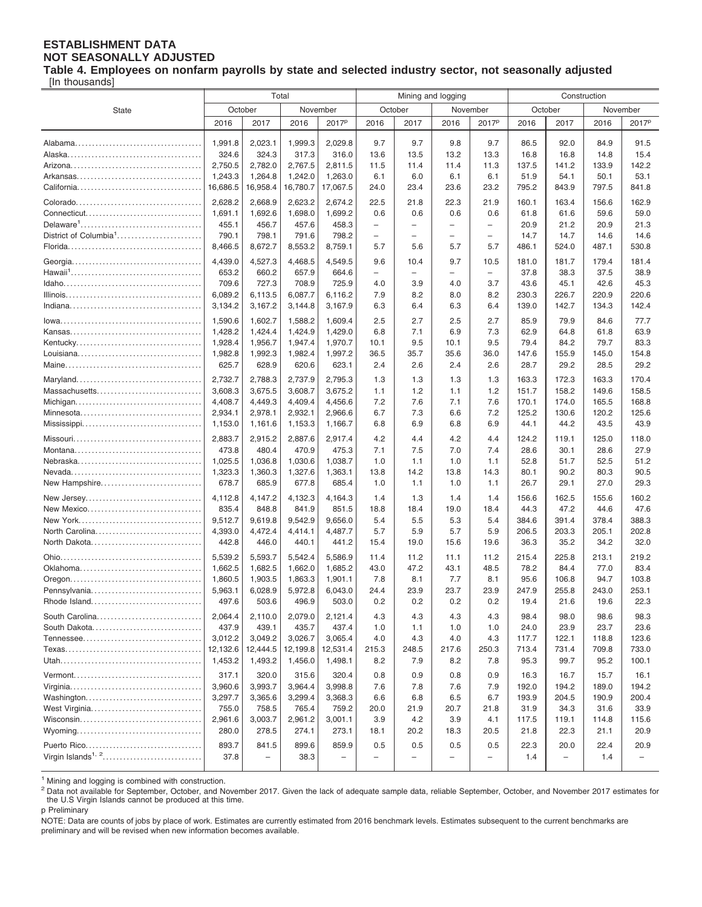**ESTABLISHMENT DATA**
**NOT SEASONALLY ADJUSTED**
**Table 4. Employees on nonfarm payrolls by state and selected industry sector, not seasonally adjusted**
[In thousands]

| State | Total | | | | Mining and logging | | | | Construction | | | |
|---|---|---|---|---|---|---|---|---|---|---|---|---|
| | October | | November | | October | | November | | October | | November | |
| | 2016 | 2017 | 2016 | 2017p | 2016 | 2017 | 2016 | 2017p | 2016 | 2017 | 2016 | 2017p |
| Alabama | 1,991.8 | 2,023.1 | 1,999.3 | 2,029.8 | 9.7 | 9.7 | 9.8 | 9.7 | 86.5 | 92.0 | 84.9 | 91.5 |
| Alaska | 324.6 | 324.3 | 317.3 | 316.0 | 13.6 | 13.5 | 13.2 | 13.3 | 16.8 | 16.8 | 14.8 | 15.4 |
| Arizona | 2,750.5 | 2,782.0 | 2,767.5 | 2,811.5 | 11.5 | 11.4 | 11.4 | 11.3 | 137.5 | 141.2 | 133.9 | 142.2 |
| Arkansas | 1,243.3 | 1,264.8 | 1,242.0 | 1,263.0 | 6.1 | 6.0 | 6.1 | 6.1 | 51.9 | 54.1 | 50.1 | 53.1 |
| California | 16,686.5 | 16,958.4 | 16,780.7 | 17,067.5 | 24.0 | 23.4 | 23.6 | 23.2 | 795.2 | 843.9 | 797.5 | 841.8 |
| Colorado | 2,628.2 | 2,668.9 | 2,623.2 | 2,674.2 | 22.5 | 21.8 | 22.3 | 21.9 | 160.1 | 163.4 | 156.6 | 162.9 |
| Connecticut | 1,691.1 | 1,692.6 | 1,698.0 | 1,699.2 | 0.6 | 0.6 | 0.6 | 0.6 | 61.8 | 61.6 | 59.6 | 59.0 |
| Delaware[1] | 455.1 | 456.7 | 457.6 | 458.3 | – | – | – | – | 20.9 | 21.2 | 20.9 | 21.3 |
| District of Columbia[1] | 790.1 | 798.1 | 791.6 | 798.2 | – | – | – | – | 14.7 | 14.7 | 14.6 | 14.6 |
| Florida | 8,466.5 | 8,672.7 | 8,553.2 | 8,759.1 | 5.7 | 5.6 | 5.7 | 5.7 | 486.1 | 524.0 | 487.1 | 530.8 |
| Georgia | 4,439.0 | 4,527.3 | 4,468.5 | 4,549.5 | 9.6 | 10.4 | 9.7 | 10.5 | 181.0 | 181.7 | 179.4 | 181.4 |
| Hawaii[1] | 653.2 | 660.2 | 657.9 | 664.6 | – | – | – | – | 37.8 | 38.3 | 37.5 | 38.9 |
| Idaho | 709.6 | 727.3 | 708.9 | 725.9 | 4.0 | 3.9 | 4.0 | 3.7 | 43.6 | 45.1 | 42.6 | 45.3 |
| Illinois | 6,089.2 | 6,113.5 | 6,087.7 | 6,116.2 | 7.9 | 8.2 | 8.0 | 8.2 | 230.3 | 226.7 | 220.9 | 220.6 |
| Indiana | 3,134.2 | 3,167.2 | 3,144.8 | 3,167.9 | 6.3 | 6.4 | 6.3 | 6.4 | 139.0 | 142.7 | 134.3 | 142.4 |
| Iowa | 1,590.6 | 1,602.7 | 1,588.2 | 1,609.4 | 2.5 | 2.7 | 2.5 | 2.7 | 85.9 | 79.9 | 84.6 | 77.7 |
| Kansas | 1,428.2 | 1,424.4 | 1,424.9 | 1,429.0 | 6.8 | 7.1 | 6.9 | 7.3 | 62.9 | 64.8 | 61.8 | 63.9 |
| Kentucky | 1,928.4 | 1,956.7 | 1,947.4 | 1,970.7 | 10.1 | 9.5 | 10.1 | 9.5 | 79.4 | 84.2 | 79.7 | 83.3 |
| Louisiana | 1,982.8 | 1,992.3 | 1,982.4 | 1,997.2 | 36.5 | 35.7 | 35.6 | 36.0 | 147.6 | 155.9 | 145.0 | 154.8 |
| Maine | 625.7 | 628.9 | 620.6 | 623.1 | 2.4 | 2.6 | 2.4 | 2.6 | 28.7 | 29.2 | 28.5 | 29.2 |
| Maryland | 2,732.7 | 2,788.3 | 2,737.9 | 2,795.3 | 1.3 | 1.3 | 1.3 | 1.3 | 163.3 | 172.3 | 163.3 | 170.4 |
| Massachusetts | 3,608.3 | 3,675.5 | 3,608.7 | 3,675.2 | 1.1 | 1.2 | 1.1 | 1.2 | 151.7 | 158.2 | 149.6 | 158.5 |
| Michigan | 4,408.7 | 4,449.3 | 4,409.4 | 4,456.6 | 7.2 | 7.6 | 7.1 | 7.6 | 170.1 | 174.0 | 165.5 | 168.8 |
| Minnesota | 2,934.1 | 2,978.1 | 2,932.1 | 2,966.6 | 6.7 | 7.3 | 6.6 | 7.2 | 125.2 | 130.6 | 120.2 | 125.6 |
| Mississippi | 1,153.0 | 1,161.6 | 1,153.3 | 1,166.7 | 6.8 | 6.9 | 6.8 | 6.9 | 44.1 | 44.2 | 43.5 | 43.9 |
| Missouri | 2,883.7 | 2,915.2 | 2,887.6 | 2,917.4 | 4.2 | 4.4 | 4.2 | 4.4 | 124.2 | 119.1 | 125.0 | 118.0 |
| Montana | 473.8 | 480.4 | 470.9 | 475.3 | 7.1 | 7.5 | 7.0 | 7.4 | 28.6 | 30.1 | 28.6 | 27.9 |
| Nebraska | 1,025.5 | 1,036.8 | 1,030.6 | 1,038.7 | 1.0 | 1.1 | 1.0 | 1.1 | 52.8 | 51.7 | 52.5 | 51.2 |
| Nevada | 1,323.3 | 1,360.3 | 1,327.6 | 1,363.1 | 13.8 | 14.2 | 13.8 | 14.3 | 80.1 | 90.2 | 80.3 | 90.5 |
| New Hampshire | 678.7 | 685.9 | 677.8 | 685.4 | 1.0 | 1.1 | 1.0 | 1.1 | 26.7 | 29.1 | 27.0 | 29.3 |
| New Jersey | 4,112.8 | 4,147.2 | 4,132.3 | 4,164.3 | 1.4 | 1.3 | 1.4 | 1.4 | 156.6 | 162.5 | 155.6 | 160.2 |
| New Mexico | 835.4 | 848.8 | 841.9 | 851.5 | 18.8 | 18.4 | 19.0 | 18.4 | 44.3 | 47.2 | 44.6 | 47.6 |
| New York | 9,512.7 | 9,619.8 | 9,542.9 | 9,656.0 | 5.4 | 5.5 | 5.3 | 5.4 | 384.6 | 391.4 | 378.4 | 388.3 |
| North Carolina | 4,393.0 | 4,472.4 | 4,414.1 | 4,487.7 | 5.7 | 5.9 | 5.7 | 5.9 | 206.5 | 203.3 | 205.1 | 202.8 |
| North Dakota | 442.8 | 446.0 | 440.1 | 441.2 | 15.4 | 19.0 | 15.6 | 19.6 | 36.3 | 35.2 | 34.2 | 32.0 |
| Ohio | 5,539.2 | 5,593.7 | 5,542.4 | 5,586.9 | 11.4 | 11.2 | 11.1 | 11.2 | 215.4 | 225.8 | 213.1 | 219.2 |
| Oklahoma | 1,662.5 | 1,682.5 | 1,662.0 | 1,685.2 | 43.0 | 47.2 | 43.1 | 48.5 | 78.2 | 84.4 | 77.0 | 83.4 |
| Oregon | 1,860.5 | 1,903.5 | 1,863.3 | 1,901.1 | 7.8 | 8.1 | 7.7 | 8.1 | 95.6 | 106.8 | 94.7 | 103.8 |
| Pennsylvania | 5,963.1 | 6,028.9 | 5,972.8 | 6,043.0 | 24.4 | 23.9 | 23.7 | 23.9 | 247.9 | 255.8 | 243.0 | 253.1 |
| Rhode Island | 497.6 | 503.6 | 496.9 | 503.0 | 0.2 | 0.2 | 0.2 | 0.2 | 19.4 | 21.6 | 19.6 | 22.3 |
| South Carolina | 2,064.4 | 2,110.0 | 2,079.0 | 2,121.4 | 4.3 | 4.3 | 4.3 | 4.3 | 98.4 | 98.0 | 98.6 | 98.3 |
| South Dakota | 437.9 | 439.1 | 435.7 | 437.4 | 1.0 | 1.1 | 1.0 | 1.0 | 24.0 | 23.9 | 23.7 | 23.6 |
| Tennessee | 3,012.2 | 3,049.2 | 3,026.7 | 3,065.4 | 4.0 | 4.3 | 4.0 | 4.3 | 117.7 | 122.1 | 118.8 | 123.6 |
| Texas | 12,132.6 | 12,444.5 | 12,199.8 | 12,531.4 | 215.3 | 248.5 | 217.6 | 250.3 | 713.4 | 731.4 | 709.8 | 733.0 |
| Utah | 1,453.2 | 1,493.2 | 1,456.0 | 1,498.1 | 8.2 | 7.9 | 8.2 | 7.8 | 95.3 | 99.7 | 95.2 | 100.1 |
| Vermont | 317.1 | 320.0 | 315.6 | 320.4 | 0.8 | 0.9 | 0.8 | 0.9 | 16.3 | 16.7 | 15.7 | 16.1 |
| Virginia | 3,960.6 | 3,993.7 | 3,964.4 | 3,998.8 | 7.6 | 7.8 | 7.6 | 7.9 | 192.0 | 194.2 | 189.0 | 194.2 |
| Washington | 3,297.7 | 3,365.6 | 3,299.4 | 3,368.3 | 6.6 | 6.8 | 6.5 | 6.7 | 193.9 | 204.5 | 190.9 | 200.4 |
| West Virginia | 755.0 | 758.5 | 765.4 | 759.2 | 20.0 | 21.9 | 20.7 | 21.8 | 31.9 | 34.3 | 31.6 | 33.9 |
| Wisconsin | 2,961.6 | 3,003.7 | 2,961.2 | 3,001.1 | 3.9 | 4.2 | 3.9 | 4.1 | 117.5 | 119.1 | 114.8 | 115.6 |
| Wyoming | 280.0 | 278.5 | 274.1 | 273.1 | 18.1 | 20.2 | 18.3 | 20.5 | 21.8 | 22.3 | 21.1 | 20.9 |
| Puerto Rico | 893.7 | 841.5 | 899.6 | 859.9 | 0.5 | 0.5 | 0.5 | 0.5 | 22.3 | 20.0 | 22.4 | 20.9 |
| Virgin Islands[1, 2] | 37.8 | – | 38.3 | – | – | – | – | – | 1.4 | – | 1.4 | – |

[1] Mining and logging is combined with construction.

[2] Data not available for September, October, and November 2017. Given the lack of adequate sample data, reliable September, October, and November 2017 estimates for the U.S Virgin Islands cannot be produced at this time.

p Preliminary

NOTE: Data are counts of jobs by place of work. Estimates are currently estimated from 2016 benchmark levels. Estimates subsequent to the current benchmarks are preliminary and will be revised when new information becomes available.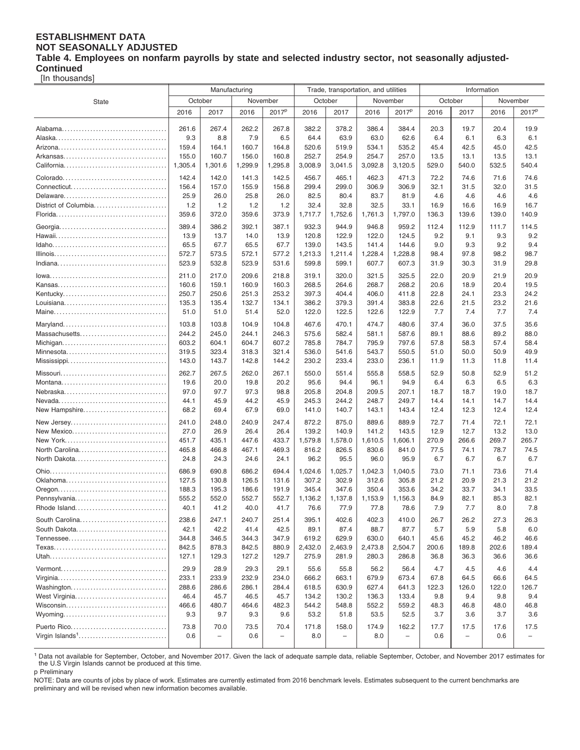**ESTABLISHMENT DATA**
**NOT SEASONALLY ADJUSTED**
**Table 4. Employees on nonfarm payrolls by state and selected industry sector, not seasonally adjusted-Continued**
[In thousands]

| State | Manufacturing | | | | Trade, transportation, and utilities | | | | Information | | | |
|---|---|---|---|---|---|---|---|---|---|---|---|---|
| | October | | November | | October | | November | | October | | November | |
| | 2016 | 2017 | 2016 | 2017p | 2016 | 2017 | 2016 | 2017p | 2016 | 2017 | 2016 | 2017p |
| Alabama | 261.6 | 267.4 | 262.2 | 267.8 | 382.2 | 378.2 | 386.4 | 384.4 | 20.3 | 19.7 | 20.4 | 19.9 |
| Alaska | 9.3 | 8.8 | 7.9 | 6.5 | 64.4 | 63.9 | 63.0 | 62.6 | 6.4 | 6.1 | 6.3 | 6.1 |
| Arizona | 159.4 | 164.1 | 160.7 | 164.8 | 520.6 | 519.9 | 534.1 | 535.2 | 45.4 | 42.5 | 45.0 | 42.5 |
| Arkansas | 155.0 | 160.7 | 156.0 | 160.8 | 252.7 | 254.9 | 254.7 | 257.0 | 13.5 | 13.1 | 13.5 | 13.1 |
| California | 1,305.4 | 1,301.6 | 1,299.9 | 1,295.8 | 3,008.9 | 3,041.5 | 3,092.8 | 3,120.5 | 529.0 | 540.0 | 532.5 | 540.4 |
| Colorado | 142.4 | 142.0 | 141.3 | 142.5 | 456.7 | 465.1 | 462.3 | 471.3 | 72.2 | 74.6 | 71.6 | 74.6 |
| Connecticut | 156.4 | 157.0 | 155.9 | 156.8 | 299.4 | 299.0 | 306.9 | 306.9 | 32.1 | 31.5 | 32.0 | 31.5 |
| Delaware | 25.9 | 26.0 | 25.8 | 26.0 | 82.5 | 80.4 | 83.7 | 81.9 | 4.6 | 4.6 | 4.6 | 4.6 |
| District of Columbia | 1.2 | 1.2 | 1.2 | 1.2 | 32.4 | 32.8 | 32.5 | 33.1 | 16.9 | 16.6 | 16.9 | 16.7 |
| Florida | 359.6 | 372.0 | 359.6 | 373.9 | 1,717.7 | 1,752.6 | 1,761.3 | 1,797.0 | 136.3 | 139.6 | 139.0 | 140.9 |
| Georgia | 389.4 | 386.2 | 392.1 | 387.1 | 932.3 | 944.9 | 946.8 | 959.2 | 112.4 | 112.9 | 111.7 | 114.5 |
| Hawaii | 13.9 | 13.7 | 14.0 | 13.9 | 120.8 | 122.9 | 122.0 | 124.5 | 9.2 | 9.1 | 9.3 | 9.2 |
| Idaho | 65.5 | 67.7 | 65.5 | 67.7 | 139.0 | 143.5 | 141.4 | 144.6 | 9.0 | 9.3 | 9.2 | 9.4 |
| Illinois | 572.7 | 573.5 | 572.1 | 577.2 | 1,213.3 | 1,211.4 | 1,228.4 | 1,228.8 | 98.4 | 97.8 | 98.2 | 98.7 |
| Indiana | 523.9 | 532.8 | 523.9 | 531.6 | 599.8 | 599.1 | 607.7 | 607.3 | 31.9 | 30.3 | 31.9 | 29.8 |
| Iowa | 211.0 | 217.0 | 209.6 | 218.8 | 319.1 | 320.0 | 321.5 | 325.5 | 22.0 | 20.9 | 21.9 | 20.9 |
| Kansas | 160.6 | 159.1 | 160.9 | 160.3 | 268.5 | 264.6 | 268.7 | 268.2 | 20.6 | 18.9 | 20.4 | 19.5 |
| Kentucky | 250.7 | 250.6 | 251.3 | 253.2 | 397.3 | 404.4 | 406.0 | 411.8 | 22.8 | 24.1 | 23.3 | 24.2 |
| Louisiana | 135.3 | 135.4 | 132.7 | 134.1 | 386.2 | 379.3 | 391.4 | 383.8 | 22.6 | 21.5 | 23.2 | 21.6 |
| Maine | 51.0 | 51.0 | 51.4 | 52.0 | 122.0 | 122.5 | 122.6 | 122.9 | 7.7 | 7.4 | 7.7 | 7.4 |
| Maryland | 103.8 | 103.8 | 104.9 | 104.8 | 467.6 | 470.1 | 474.7 | 480.6 | 37.4 | 36.0 | 37.5 | 35.6 |
| Massachusetts | 244.2 | 245.0 | 244.1 | 246.3 | 575.6 | 582.4 | 581.1 | 587.6 | 89.1 | 88.6 | 89.2 | 88.0 |
| Michigan | 603.2 | 604.1 | 604.7 | 607.2 | 785.8 | 784.7 | 795.9 | 797.6 | 57.8 | 58.3 | 57.4 | 58.4 |
| Minnesota | 319.5 | 323.4 | 318.3 | 321.4 | 536.0 | 541.6 | 543.7 | 550.5 | 51.0 | 50.0 | 50.9 | 49.9 |
| Mississippi | 143.0 | 143.7 | 142.8 | 144.2 | 230.2 | 233.4 | 233.0 | 236.1 | 11.9 | 11.3 | 11.8 | 11.4 |
| Missouri | 262.7 | 267.5 | 262.0 | 267.1 | 550.0 | 551.4 | 555.8 | 558.5 | 52.9 | 50.8 | 52.9 | 51.2 |
| Montana | 19.6 | 20.0 | 19.8 | 20.2 | 95.6 | 94.4 | 96.1 | 94.9 | 6.4 | 6.3 | 6.5 | 6.3 |
| Nebraska | 97.0 | 97.7 | 97.3 | 98.8 | 205.8 | 204.8 | 209.5 | 207.1 | 18.7 | 18.7 | 19.0 | 18.7 |
| Nevada | 44.1 | 45.9 | 44.2 | 45.9 | 245.3 | 244.2 | 248.7 | 249.7 | 14.4 | 14.1 | 14.7 | 14.4 |
| New Hampshire | 68.2 | 69.4 | 67.9 | 69.0 | 141.0 | 140.7 | 143.1 | 143.4 | 12.4 | 12.3 | 12.4 | 12.4 |
| New Jersey | 241.0 | 248.0 | 240.9 | 247.4 | 872.2 | 875.0 | 889.6 | 889.9 | 72.7 | 71.4 | 72.1 | 72.1 |
| New Mexico | 27.0 | 26.9 | 26.4 | 26.4 | 139.2 | 140.9 | 141.2 | 143.5 | 12.9 | 12.7 | 13.2 | 13.0 |
| New York | 451.7 | 435.1 | 447.6 | 433.7 | 1,579.8 | 1,578.0 | 1,610.5 | 1,606.1 | 270.9 | 266.6 | 269.7 | 265.7 |
| North Carolina | 465.8 | 466.8 | 467.1 | 469.3 | 816.2 | 826.5 | 830.6 | 841.0 | 77.5 | 74.1 | 78.7 | 74.5 |
| North Dakota | 24.8 | 24.3 | 24.6 | 24.1 | 96.2 | 95.5 | 96.0 | 95.9 | 6.7 | 6.7 | 6.7 | 6.7 |
| Ohio | 686.9 | 690.8 | 686.2 | 694.4 | 1,024.6 | 1,025.7 | 1,042.3 | 1,040.5 | 73.0 | 71.1 | 73.6 | 71.4 |
| Oklahoma | 127.5 | 130.8 | 126.5 | 131.6 | 307.2 | 302.9 | 312.6 | 305.8 | 21.2 | 20.9 | 21.3 | 21.2 |
| Oregon | 188.3 | 195.3 | 186.6 | 191.9 | 345.4 | 347.6 | 350.4 | 353.6 | 34.2 | 33.7 | 34.1 | 33.5 |
| Pennsylvania | 555.2 | 552.0 | 552.7 | 552.7 | 1,136.2 | 1,137.8 | 1,153.9 | 1,156.3 | 84.9 | 82.1 | 85.3 | 82.1 |
| Rhode Island | 40.1 | 41.2 | 40.0 | 41.7 | 76.6 | 77.9 | 77.8 | 78.6 | 7.9 | 7.7 | 8.0 | 7.8 |
| South Carolina | 238.6 | 247.1 | 240.7 | 251.4 | 395.1 | 402.6 | 402.3 | 410.0 | 26.7 | 26.2 | 27.3 | 26.3 |
| South Dakota | 42.1 | 42.2 | 41.4 | 42.5 | 89.1 | 87.4 | 88.7 | 87.7 | 5.7 | 5.9 | 5.8 | 6.0 |
| Tennessee | 344.8 | 346.5 | 344.3 | 347.9 | 619.2 | 629.9 | 630.0 | 640.1 | 45.6 | 45.2 | 46.2 | 46.6 |
| Texas | 842.5 | 878.3 | 842.5 | 880.9 | 2,432.0 | 2,463.9 | 2,473.8 | 2,504.7 | 200.6 | 189.8 | 202.6 | 189.4 |
| Utah | 127.1 | 129.3 | 127.2 | 129.7 | 275.9 | 281.9 | 280.3 | 286.8 | 36.8 | 36.3 | 36.6 | 36.6 |
| Vermont | 29.9 | 28.9 | 29.3 | 29.1 | 55.6 | 55.8 | 56.2 | 56.4 | 4.7 | 4.5 | 4.6 | 4.4 |
| Virginia | 233.1 | 233.9 | 232.9 | 234.0 | 666.2 | 663.1 | 679.9 | 673.4 | 67.8 | 64.5 | 66.6 | 64.5 |
| Washington | 288.6 | 286.6 | 286.1 | 284.4 | 618.5 | 630.9 | 627.4 | 641.3 | 122.3 | 126.0 | 122.0 | 126.7 |
| West Virginia | 46.4 | 45.7 | 46.5 | 45.7 | 134.2 | 130.2 | 136.3 | 133.4 | 9.8 | 9.4 | 9.8 | 9.4 |
| Wisconsin | 466.6 | 480.7 | 464.6 | 482.3 | 544.2 | 548.8 | 552.2 | 559.2 | 48.3 | 46.8 | 48.0 | 46.8 |
| Wyoming | 9.3 | 9.7 | 9.3 | 9.6 | 53.2 | 51.8 | 53.5 | 52.5 | 3.7 | 3.6 | 3.7 | 3.6 |
| Puerto Rico | 73.8 | 70.0 | 73.5 | 70.4 | 171.8 | 158.0 | 174.9 | 162.2 | 17.7 | 17.5 | 17.6 | 17.5 |
| Virgin Islands[1] | 0.6 | – | 0.6 | – | 8.0 | – | 8.0 | – | 0.6 | – | 0.6 | – |

[1] Data not available for September, October, and November 2017. Given the lack of adequate sample data, reliable September, October, and November 2017 estimates for the U.S Virgin Islands cannot be produced at this time.

p Preliminary

NOTE: Data are counts of jobs by place of work. Estimates are currently estimated from 2016 benchmark levels. Estimates subsequent to the current benchmarks are preliminary and will be revised when new information becomes available.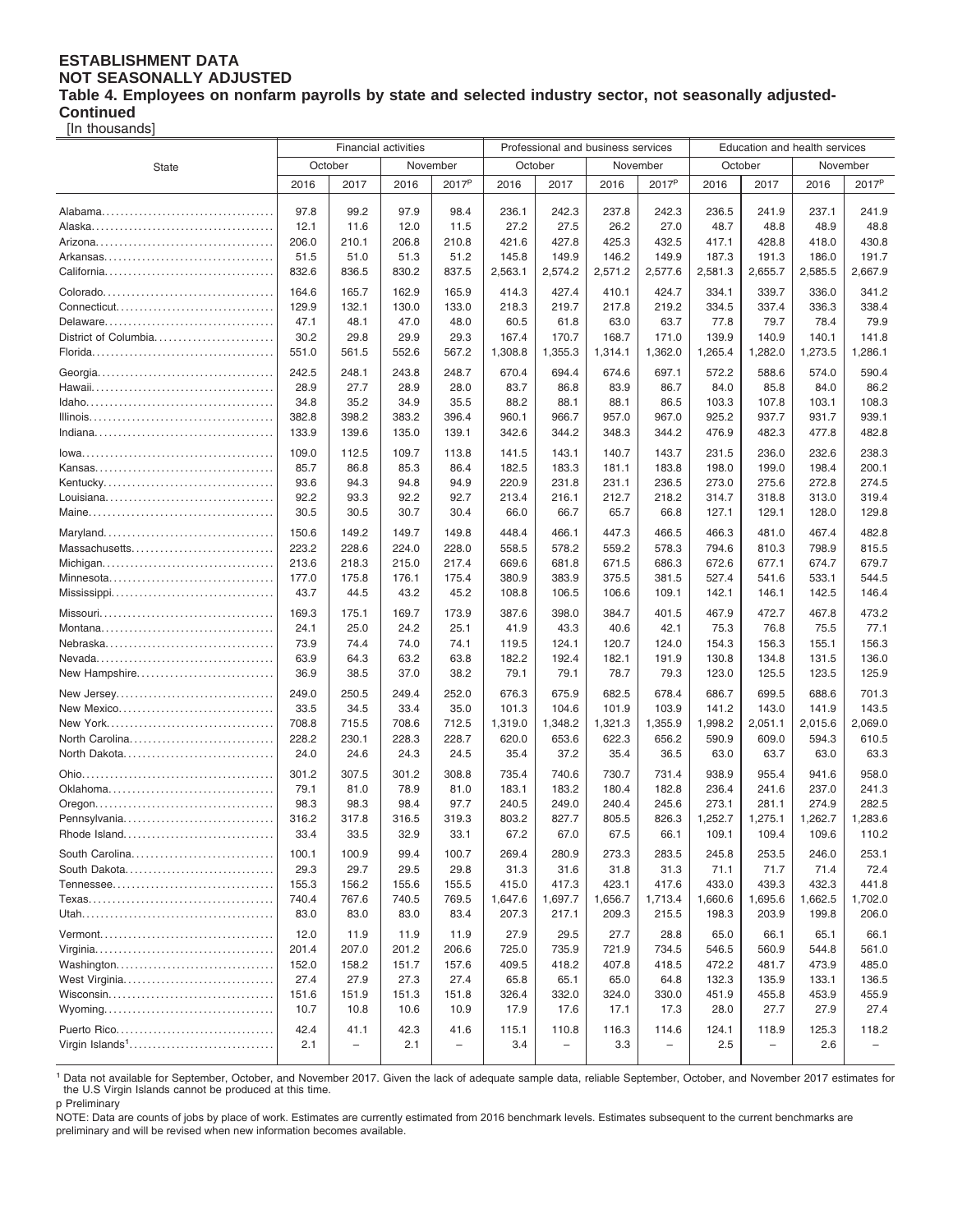## ESTABLISHMENT DATA
## NOT SEASONALLY ADJUSTED
### Table 4. Employees on nonfarm payrolls by state and selected industry sector, not seasonally adjusted-Continued

[In thousands]

| State | Financial activities | | | | Professional and business services | | | | Education and health services | | | |
|---|---|---|---|---|---|---|---|---|---|---|---|---|
| | October | | November | | October | | November | | October | | November | |
| | 2016 | 2017 | 2016 | 2017p | 2016 | 2017 | 2016 | 2017p | 2016 | 2017 | 2016 | 2017p |
| Alabama | 97.8 | 99.2 | 97.9 | 98.4 | 236.1 | 242.3 | 237.8 | 242.3 | 236.5 | 241.9 | 237.1 | 241.9 |
| Alaska | 12.1 | 11.6 | 12.0 | 11.5 | 27.2 | 27.5 | 26.2 | 27.0 | 48.7 | 48.8 | 48.9 | 48.8 |
| Arizona | 206.0 | 210.1 | 206.8 | 210.8 | 421.6 | 427.8 | 425.3 | 432.5 | 417.1 | 428.8 | 418.0 | 430.8 |
| Arkansas | 51.5 | 51.0 | 51.3 | 51.2 | 145.8 | 149.9 | 146.2 | 149.9 | 187.3 | 191.3 | 186.0 | 191.7 |
| California | 832.6 | 836.5 | 830.2 | 837.5 | 2,563.1 | 2,574.2 | 2,571.2 | 2,577.6 | 2,581.3 | 2,655.7 | 2,585.5 | 2,667.9 |
| Colorado | 164.6 | 165.7 | 162.9 | 165.9 | 414.3 | 427.4 | 410.1 | 424.7 | 334.1 | 339.7 | 336.0 | 341.2 |
| Connecticut | 129.9 | 132.1 | 130.0 | 133.0 | 218.3 | 219.7 | 217.8 | 219.2 | 334.5 | 337.4 | 336.3 | 338.4 |
| Delaware | 47.1 | 48.1 | 47.0 | 48.0 | 60.5 | 61.8 | 63.0 | 63.7 | 77.8 | 79.7 | 78.4 | 79.9 |
| District of Columbia | 30.2 | 29.8 | 29.9 | 29.3 | 167.4 | 170.7 | 168.7 | 171.0 | 139.9 | 140.9 | 140.1 | 141.8 |
| Florida | 551.0 | 561.5 | 552.6 | 567.2 | 1,308.8 | 1,355.3 | 1,314.1 | 1,362.0 | 1,265.4 | 1,282.0 | 1,273.5 | 1,286.1 |
| Georgia | 242.5 | 248.1 | 243.8 | 248.7 | 670.4 | 694.4 | 674.6 | 697.1 | 572.2 | 588.6 | 574.0 | 590.4 |
| Hawaii | 28.9 | 27.7 | 28.9 | 28.0 | 83.7 | 86.8 | 83.9 | 86.7 | 84.0 | 85.8 | 84.0 | 86.2 |
| Idaho | 34.8 | 35.2 | 34.9 | 35.5 | 88.2 | 88.1 | 88.1 | 86.5 | 103.3 | 107.8 | 103.1 | 108.3 |
| Illinois | 382.8 | 398.2 | 383.2 | 396.4 | 960.1 | 966.7 | 957.0 | 967.0 | 925.2 | 937.7 | 931.7 | 939.1 |
| Indiana | 133.9 | 139.6 | 135.0 | 139.1 | 342.6 | 344.2 | 348.3 | 344.2 | 476.9 | 482.3 | 477.8 | 482.8 |
| Iowa | 109.0 | 112.5 | 109.7 | 113.8 | 141.5 | 143.1 | 140.7 | 143.7 | 231.5 | 236.0 | 232.6 | 238.3 |
| Kansas | 85.7 | 86.8 | 85.3 | 86.4 | 182.5 | 183.3 | 181.1 | 183.8 | 198.0 | 199.0 | 198.4 | 200.1 |
| Kentucky | 93.6 | 94.3 | 94.8 | 94.9 | 220.9 | 231.8 | 231.1 | 236.5 | 273.0 | 275.6 | 272.8 | 274.5 |
| Louisiana | 92.2 | 93.3 | 92.2 | 92.7 | 213.4 | 216.1 | 212.7 | 218.2 | 314.7 | 318.8 | 313.0 | 319.4 |
| Maine | 30.5 | 30.5 | 30.7 | 30.4 | 66.0 | 66.7 | 65.7 | 66.8 | 127.1 | 129.1 | 128.0 | 129.8 |
| Maryland | 150.6 | 149.2 | 149.7 | 149.8 | 448.4 | 466.1 | 447.3 | 466.5 | 466.3 | 481.0 | 467.4 | 482.8 |
| Massachusetts | 223.2 | 228.6 | 224.0 | 228.0 | 558.5 | 578.2 | 559.2 | 578.3 | 794.6 | 810.3 | 798.9 | 815.5 |
| Michigan | 213.6 | 218.3 | 215.0 | 217.4 | 669.6 | 681.8 | 671.5 | 686.3 | 672.6 | 677.1 | 674.7 | 679.7 |
| Minnesota | 177.0 | 175.8 | 176.1 | 175.4 | 380.9 | 383.9 | 375.5 | 381.5 | 527.4 | 541.6 | 533.1 | 544.5 |
| Mississippi | 43.7 | 44.5 | 43.2 | 45.2 | 108.8 | 106.5 | 106.6 | 109.1 | 142.1 | 146.1 | 142.5 | 146.4 |
| Missouri | 169.3 | 175.1 | 169.7 | 173.9 | 387.6 | 398.0 | 384.7 | 401.5 | 467.9 | 472.7 | 467.8 | 473.2 |
| Montana | 24.1 | 25.0 | 24.2 | 25.1 | 41.9 | 43.3 | 40.6 | 42.1 | 75.3 | 76.8 | 75.5 | 77.1 |
| Nebraska | 73.9 | 74.4 | 74.0 | 74.1 | 119.5 | 124.1 | 120.7 | 124.0 | 154.3 | 156.3 | 155.1 | 156.3 |
| Nevada | 63.9 | 64.3 | 63.2 | 63.8 | 182.2 | 192.4 | 182.1 | 191.9 | 130.8 | 134.8 | 131.5 | 136.0 |
| New Hampshire | 36.9 | 38.5 | 37.0 | 38.2 | 79.1 | 79.1 | 78.7 | 79.3 | 123.0 | 125.5 | 123.5 | 125.9 |
| New Jersey | 249.0 | 250.5 | 249.4 | 252.0 | 676.3 | 675.9 | 682.5 | 678.4 | 686.7 | 699.5 | 688.6 | 701.3 |
| New Mexico | 33.5 | 34.5 | 33.4 | 35.0 | 101.3 | 104.6 | 101.9 | 103.9 | 141.2 | 143.0 | 141.9 | 143.5 |
| New York | 708.8 | 715.5 | 708.6 | 712.5 | 1,319.0 | 1,348.2 | 1,321.3 | 1,355.9 | 1,998.2 | 2,051.1 | 2,015.6 | 2,069.0 |
| North Carolina | 228.2 | 230.1 | 228.3 | 228.7 | 620.0 | 653.6 | 622.3 | 656.2 | 590.9 | 609.0 | 594.3 | 610.5 |
| North Dakota | 24.0 | 24.6 | 24.3 | 24.5 | 35.4 | 37.2 | 35.4 | 36.5 | 63.0 | 63.7 | 63.0 | 63.3 |
| Ohio | 301.2 | 307.5 | 301.2 | 308.8 | 735.4 | 740.6 | 730.7 | 731.4 | 938.9 | 955.4 | 941.6 | 958.0 |
| Oklahoma | 79.1 | 81.0 | 78.9 | 81.0 | 183.1 | 183.2 | 180.4 | 182.8 | 236.4 | 241.6 | 237.0 | 241.3 |
| Oregon | 98.3 | 98.3 | 98.4 | 97.7 | 240.5 | 249.0 | 240.4 | 245.6 | 273.1 | 281.1 | 274.9 | 282.5 |
| Pennsylvania | 316.2 | 317.8 | 316.5 | 319.3 | 803.2 | 827.7 | 805.5 | 826.3 | 1,252.7 | 1,275.1 | 1,262.7 | 1,283.6 |
| Rhode Island | 33.4 | 33.5 | 32.9 | 33.1 | 67.2 | 67.0 | 67.5 | 66.1 | 109.1 | 109.4 | 109.6 | 110.2 |
| South Carolina | 100.1 | 100.9 | 99.4 | 100.7 | 269.4 | 280.9 | 273.3 | 283.5 | 245.8 | 253.5 | 246.0 | 253.1 |
| South Dakota | 29.3 | 29.7 | 29.5 | 29.8 | 31.3 | 31.6 | 31.8 | 31.3 | 71.1 | 71.7 | 71.4 | 72.4 |
| Tennessee | 155.3 | 156.2 | 155.6 | 155.5 | 415.0 | 417.3 | 423.1 | 417.6 | 433.0 | 439.3 | 432.3 | 441.8 |
| Texas | 740.4 | 767.6 | 740.5 | 769.5 | 1,647.6 | 1,697.7 | 1,656.7 | 1,713.4 | 1,660.6 | 1,695.6 | 1,662.5 | 1,702.0 |
| Utah | 83.0 | 83.0 | 83.0 | 83.4 | 207.3 | 217.1 | 209.3 | 215.5 | 198.3 | 203.9 | 199.8 | 206.0 |
| Vermont | 12.0 | 11.9 | 11.9 | 11.9 | 27.9 | 29.5 | 27.7 | 28.8 | 65.0 | 66.1 | 65.1 | 66.1 |
| Virginia | 201.4 | 207.0 | 201.2 | 206.6 | 725.0 | 735.9 | 721.9 | 734.5 | 546.5 | 560.9 | 544.8 | 561.0 |
| Washington | 152.0 | 158.2 | 151.7 | 157.6 | 409.5 | 418.2 | 407.8 | 418.5 | 472.2 | 481.7 | 473.9 | 485.0 |
| West Virginia | 27.4 | 27.9 | 27.3 | 27.4 | 65.8 | 65.1 | 65.0 | 64.8 | 132.3 | 135.9 | 133.1 | 136.5 |
| Wisconsin | 151.6 | 151.9 | 151.3 | 151.8 | 326.4 | 332.0 | 324.0 | 330.0 | 451.9 | 455.8 | 453.9 | 455.9 |
| Wyoming | 10.7 | 10.8 | 10.6 | 10.9 | 17.9 | 17.6 | 17.1 | 17.3 | 28.0 | 27.7 | 27.9 | 27.4 |
| Puerto Rico | 42.4 | 41.1 | 42.3 | 41.6 | 115.1 | 110.8 | 116.3 | 114.6 | 124.1 | 118.9 | 125.3 | 118.2 |
| Virgin Islands[1] | 2.1 | – | 2.1 | – | 3.4 | – | 3.3 | – | 2.5 | – | 2.6 | – |

[1] Data not available for September, October, and November 2017. Given the lack of adequate sample data, reliable September, October, and November 2017 estimates for the U.S Virgin Islands cannot be produced at this time.

p Preliminary

NOTE: Data are counts of jobs by place of work. Estimates are currently estimated from 2016 benchmark levels. Estimates subsequent to the current benchmarks are preliminary and will be revised when new information becomes available.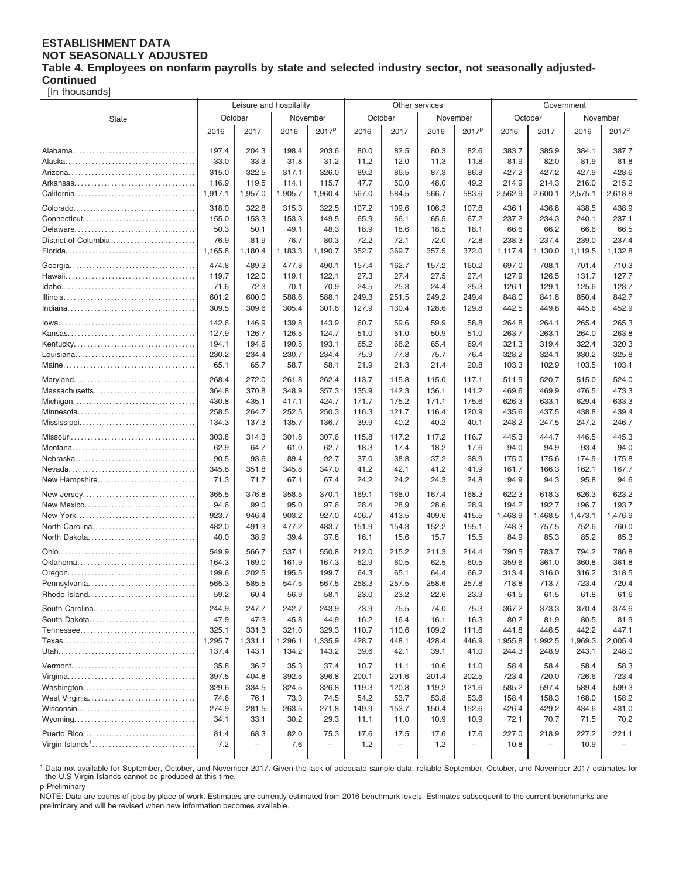**ESTABLISHMENT DATA**
**NOT SEASONALLY ADJUSTED**
**Table 4. Employees on nonfarm payrolls by state and selected industry sector, not seasonally adjusted-Continued**
[In thousands]

| State | Leisure and hospitality | | | | Other services | | | | Government | | | |
|---|---|---|---|---|---|---|---|---|---|---|---|---|
| | October | | November | | October | | November | | October | | November | |
| | 2016 | 2017 | 2016 | 2017p | 2016 | 2017 | 2016 | 2017p | 2016 | 2017 | 2016 | 2017p |
| Alabama | 197.4 | 204.3 | 198.4 | 203.6 | 80.0 | 82.5 | 80.3 | 82.6 | 383.7 | 385.9 | 384.1 | 387.7 |
| Alaska | 33.0 | 33.3 | 31.8 | 31.2 | 11.2 | 12.0 | 11.3 | 11.8 | 81.9 | 82.0 | 81.9 | 81.8 |
| Arizona | 315.0 | 322.5 | 317.1 | 326.0 | 89.2 | 86.5 | 87.3 | 86.8 | 427.2 | 427.2 | 427.9 | 428.6 |
| Arkansas | 116.9 | 119.5 | 114.1 | 115.7 | 47.7 | 50.0 | 48.0 | 49.2 | 214.9 | 214.3 | 216.0 | 215.2 |
| California | 1,917.1 | 1,957.0 | 1,905.7 | 1,960.4 | 567.0 | 584.5 | 566.7 | 583.6 | 2,562.9 | 2,600.1 | 2,575.1 | 2,618.8 |
| Colorado | 318.0 | 322.8 | 315.3 | 322.5 | 107.2 | 109.6 | 106.3 | 107.8 | 436.1 | 436.8 | 438.5 | 438.9 |
| Connecticut | 155.0 | 153.3 | 153.3 | 149.5 | 65.9 | 66.1 | 65.5 | 67.2 | 237.2 | 234.3 | 240.1 | 237.1 |
| Delaware | 50.3 | 50.1 | 49.1 | 48.3 | 18.9 | 18.6 | 18.5 | 18.1 | 66.6 | 66.2 | 66.6 | 66.5 |
| District of Columbia | 76.9 | 81.9 | 76.7 | 80.3 | 72.2 | 72.1 | 72.0 | 72.8 | 238.3 | 237.4 | 239.0 | 237.4 |
| Florida | 1,165.8 | 1,180.4 | 1,183.3 | 1,190.7 | 352.7 | 369.7 | 357.5 | 372.0 | 1,117.4 | 1,130.0 | 1,119.5 | 1,132.8 |
| Georgia | 474.8 | 489.3 | 477.8 | 490.1 | 157.4 | 162.7 | 157.2 | 160.2 | 697.0 | 708.1 | 701.4 | 710.3 |
| Hawaii | 119.7 | 122.0 | 119.1 | 122.1 | 27.3 | 27.4 | 27.5 | 27.4 | 127.9 | 126.5 | 131.7 | 127.7 |
| Idaho | 71.6 | 72.3 | 70.1 | 70.9 | 24.5 | 25.3 | 24.4 | 25.3 | 126.1 | 129.1 | 125.6 | 128.7 |
| Illinois | 601.2 | 600.0 | 588.6 | 588.1 | 249.3 | 251.5 | 249.2 | 249.4 | 848.0 | 841.8 | 850.4 | 842.7 |
| Indiana | 309.5 | 309.6 | 305.4 | 301.6 | 127.9 | 130.4 | 128.6 | 129.8 | 442.5 | 449.8 | 445.6 | 452.9 |
| Iowa | 142.6 | 146.9 | 139.8 | 143.9 | 60.7 | 59.6 | 59.9 | 58.8 | 264.8 | 264.1 | 265.4 | 265.3 |
| Kansas | 127.9 | 126.7 | 126.5 | 124.7 | 51.0 | 51.0 | 50.9 | 51.0 | 263.7 | 263.1 | 264.0 | 263.8 |
| Kentucky | 194.1 | 194.6 | 190.5 | 193.1 | 65.2 | 68.2 | 65.4 | 69.4 | 321.3 | 319.4 | 322.4 | 320.3 |
| Louisiana | 230.2 | 234.4 | 230.7 | 234.4 | 75.9 | 77.8 | 75.7 | 76.4 | 328.2 | 324.1 | 330.2 | 325.8 |
| Maine | 65.1 | 65.7 | 58.7 | 58.1 | 21.9 | 21.3 | 21.4 | 20.8 | 103.3 | 102.9 | 103.5 | 103.1 |
| Maryland | 268.4 | 272.0 | 261.8 | 262.4 | 113.7 | 115.8 | 115.0 | 117.1 | 511.9 | 520.7 | 515.0 | 524.0 |
| Massachusetts | 364.8 | 370.8 | 348.9 | 357.3 | 135.9 | 142.3 | 136.1 | 141.2 | 469.6 | 469.9 | 476.5 | 473.3 |
| Michigan | 430.8 | 435.1 | 417.1 | 424.7 | 171.7 | 175.2 | 171.1 | 175.6 | 626.3 | 633.1 | 629.4 | 633.3 |
| Minnesota | 258.5 | 264.7 | 252.5 | 250.3 | 116.3 | 121.7 | 116.4 | 120.9 | 435.6 | 437.5 | 438.8 | 439.4 |
| Mississippi | 134.3 | 137.3 | 135.7 | 136.7 | 39.9 | 40.2 | 40.2 | 40.1 | 248.2 | 247.5 | 247.2 | 246.7 |
| Missouri | 303.8 | 314.3 | 301.8 | 307.6 | 115.8 | 117.2 | 117.2 | 116.7 | 445.3 | 444.7 | 446.5 | 445.3 |
| Montana | 62.9 | 64.7 | 61.0 | 62.7 | 18.3 | 17.4 | 18.2 | 17.6 | 94.0 | 94.9 | 93.4 | 94.0 |
| Nebraska | 90.5 | 93.6 | 89.4 | 92.7 | 37.0 | 38.8 | 37.2 | 38.9 | 175.0 | 175.6 | 174.9 | 175.8 |
| Nevada | 345.8 | 351.8 | 345.8 | 347.0 | 41.2 | 42.1 | 41.2 | 41.9 | 161.7 | 166.3 | 162.1 | 167.7 |
| New Hampshire | 71.3 | 71.7 | 67.1 | 67.4 | 24.2 | 24.2 | 24.3 | 24.8 | 94.9 | 94.3 | 95.8 | 94.6 |
| New Jersey | 365.5 | 376.8 | 358.5 | 370.1 | 169.1 | 168.0 | 167.4 | 168.3 | 622.3 | 618.3 | 626.3 | 623.2 |
| New Mexico | 94.6 | 99.0 | 95.0 | 97.6 | 28.4 | 28.9 | 28.6 | 28.9 | 194.2 | 192.7 | 196.7 | 193.7 |
| New York | 923.7 | 946.4 | 903.2 | 927.0 | 406.7 | 413.5 | 409.6 | 415.5 | 1,463.9 | 1,468.5 | 1,473.1 | 1,476.9 |
| North Carolina | 482.0 | 491.3 | 477.2 | 483.7 | 151.9 | 154.3 | 152.2 | 155.1 | 748.3 | 757.5 | 752.6 | 760.0 |
| North Dakota | 40.0 | 38.9 | 39.4 | 37.8 | 16.1 | 15.6 | 15.7 | 15.5 | 84.9 | 85.3 | 85.2 | 85.3 |
| Ohio | 549.9 | 566.7 | 537.1 | 550.8 | 212.0 | 215.2 | 211.3 | 214.4 | 790.5 | 783.7 | 794.2 | 786.8 |
| Oklahoma | 164.3 | 169.0 | 161.9 | 167.3 | 62.9 | 60.5 | 62.5 | 60.5 | 359.6 | 361.0 | 360.8 | 361.8 |
| Oregon | 199.6 | 202.5 | 195.5 | 199.7 | 64.3 | 65.1 | 64.4 | 66.2 | 313.4 | 316.0 | 316.2 | 318.5 |
| Pennsylvania | 565.3 | 585.5 | 547.5 | 567.5 | 258.3 | 257.5 | 258.6 | 257.8 | 718.8 | 713.7 | 723.4 | 720.4 |
| Rhode Island | 59.2 | 60.4 | 56.9 | 58.1 | 23.0 | 23.2 | 22.6 | 23.3 | 61.5 | 61.5 | 61.8 | 61.6 |
| South Carolina | 244.9 | 247.7 | 242.7 | 243.9 | 73.9 | 75.5 | 74.0 | 75.3 | 367.2 | 373.3 | 370.4 | 374.6 |
| South Dakota | 47.9 | 47.3 | 45.8 | 44.9 | 16.2 | 16.4 | 16.1 | 16.3 | 80.2 | 81.9 | 80.5 | 81.9 |
| Tennessee | 325.1 | 331.3 | 321.0 | 329.3 | 110.7 | 110.6 | 109.2 | 111.6 | 441.8 | 446.5 | 442.2 | 447.1 |
| Texas | 1,295.7 | 1,331.1 | 1,296.1 | 1,335.9 | 428.7 | 448.1 | 428.4 | 446.9 | 1,955.8 | 1,992.5 | 1,969.3 | 2,005.4 |
| Utah | 137.4 | 143.1 | 134.2 | 143.2 | 39.6 | 42.1 | 39.1 | 41.0 | 244.3 | 248.9 | 243.1 | 248.0 |
| Vermont | 35.8 | 36.2 | 35.3 | 37.4 | 10.7 | 11.1 | 10.6 | 11.0 | 58.4 | 58.4 | 58.4 | 58.3 |
| Virginia | 397.5 | 404.8 | 392.5 | 396.8 | 200.1 | 201.6 | 201.4 | 202.5 | 723.4 | 720.0 | 726.6 | 723.4 |
| Washington | 329.6 | 334.5 | 324.5 | 326.8 | 119.3 | 120.8 | 119.2 | 121.6 | 585.2 | 597.4 | 589.4 | 599.3 |
| West Virginia | 74.6 | 76.1 | 73.3 | 74.5 | 54.2 | 53.7 | 53.8 | 53.6 | 158.4 | 158.3 | 168.0 | 158.2 |
| Wisconsin | 274.9 | 281.5 | 263.5 | 271.8 | 149.9 | 153.7 | 150.4 | 152.6 | 426.4 | 429.2 | 434.6 | 431.0 |
| Wyoming | 34.1 | 33.1 | 30.2 | 29.3 | 11.1 | 11.0 | 10.9 | 10.9 | 72.1 | 70.7 | 71.5 | 70.2 |
| Puerto Rico | 81.4 | 68.3 | 82.0 | 75.3 | 17.6 | 17.5 | 17.6 | 17.6 | 227.0 | 218.9 | 227.2 | 221.1 |
| Virgin Islands[1] | 7.2 | – | 7.6 | – | 1.2 | – | 1.2 | – | 10.8 | – | 10.9 | – |

[1] Data not available for September, October, and November 2017. Given the lack of adequate sample data, reliable September, October, and November 2017 estimates for the U.S Virgin Islands cannot be produced at this time.

p Preliminary

NOTE: Data are counts of jobs by place of work. Estimates are currently estimated from 2016 benchmark levels. Estimates subsequent to the current benchmarks are preliminary and will be revised when new information becomes available.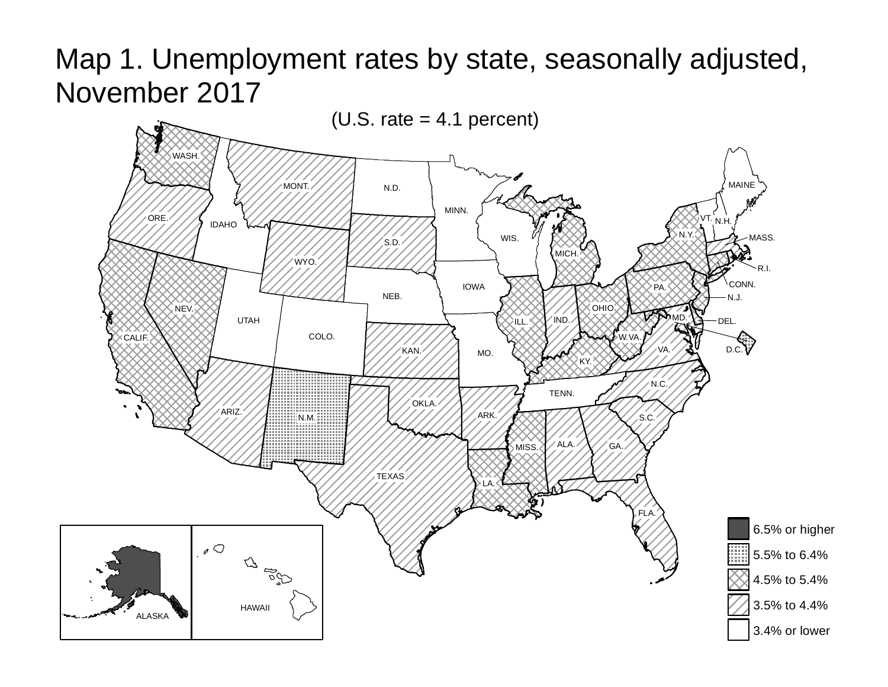# Map 1. Unemployment rates by state, seasonally adjusted, November 2017

(U.S. rate = 4.1 percent)

- 6.5% or higher
- 5.5% to 6.4%
- 4.5% to 5.4%
- 3.5% to 4.4%
- 3.4% or lower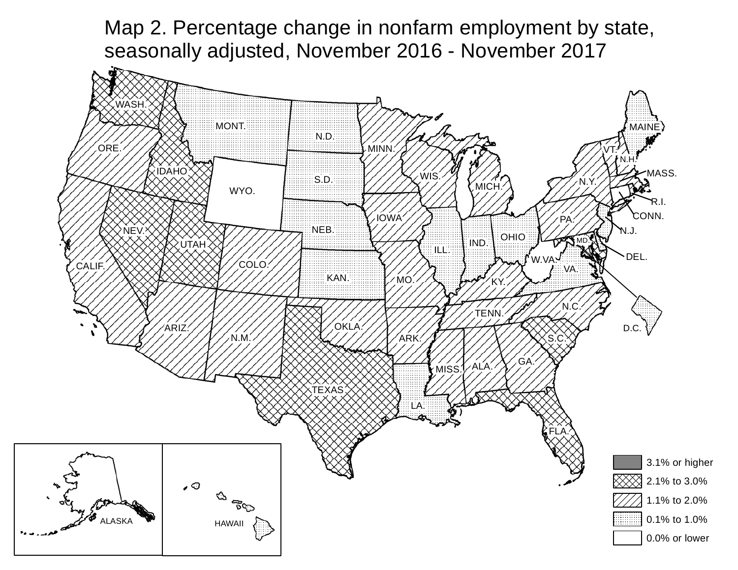# Map 2. Percentage change in nonfarm employment by state, seasonally adjusted, November 2016 - November 2017

WASH.
MONT.
N.D.
MINN.
MAINE
ORE.
VT.
N.H.
MASS.
IDAHO
S.D.
WIS.
N.Y.
WYO.
MICH.
R.I.
CONN.
IOWA
PA.
NEB.
N.J.
NEV.
OHIO
MD
UTAH
IND.
ILL.
DEL.
W.VA.
CALIF.
COLO.
VA.
KAN.
MO.
KY.
N.C.
TENN.
OKLA.
D.C.
ARIZ.
N.M.
ARK.
S.C.
GA.
ALA.
MISS.
TEXAS
LA.
FLA.
ALASKA
HAWAII

3.1% or higher
2.1% to 3.0%
1.1% to 2.0%
0.1% to 1.0%
0.0% or lower